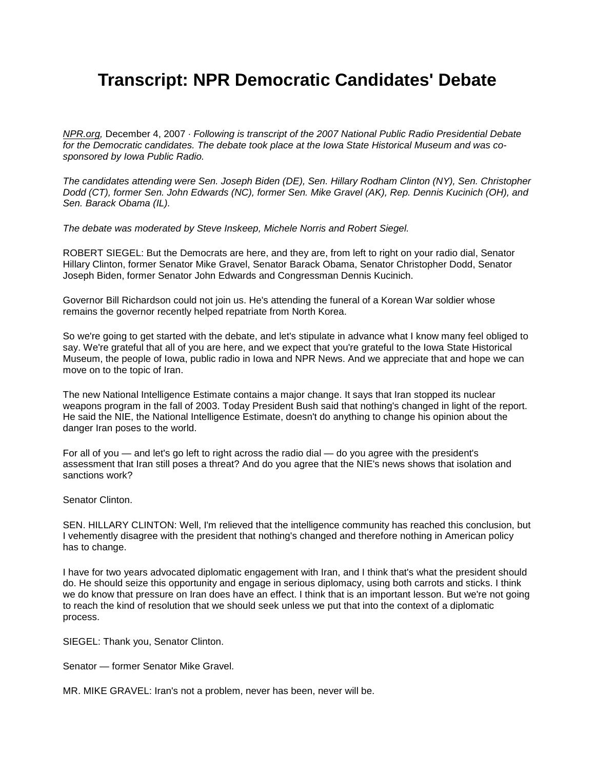# Transcript: NPR Democratic Candidates' Debate

NPR.org, December 4, 2007 · *Following is transcript of the 2007 National Public Radio Presidential Debate for the Democratic candidates. The debate took place at the Iowa State Historical Museum and was co-sponsored by Iowa Public Radio.*

*The candidates attending were Sen. Joseph Biden (DE), Sen. Hillary Rodham Clinton (NY), Sen. Christopher Dodd (CT), former Sen. John Edwards (NC), former Sen. Mike Gravel (AK), Rep. Dennis Kucinich (OH), and Sen. Barack Obama (IL).*

*The debate was moderated by Steve Inskeep, Michele Norris and Robert Siegel.*

ROBERT SIEGEL: But the Democrats are here, and they are, from left to right on your radio dial, Senator Hillary Clinton, former Senator Mike Gravel, Senator Barack Obama, Senator Christopher Dodd, Senator Joseph Biden, former Senator John Edwards and Congressman Dennis Kucinich.

Governor Bill Richardson could not join us. He's attending the funeral of a Korean War soldier whose remains the governor recently helped repatriate from North Korea.

So we're going to get started with the debate, and let's stipulate in advance what I know many feel obliged to say. We're grateful that all of you are here, and we expect that you're grateful to the Iowa State Historical Museum, the people of Iowa, public radio in Iowa and NPR News. And we appreciate that and hope we can move on to the topic of Iran.

The new National Intelligence Estimate contains a major change. It says that Iran stopped its nuclear weapons program in the fall of 2003. Today President Bush said that nothing's changed in light of the report. He said the NIE, the National Intelligence Estimate, doesn't do anything to change his opinion about the danger Iran poses to the world.

For all of you — and let's go left to right across the radio dial — do you agree with the president's assessment that Iran still poses a threat? And do you agree that the NIE's news shows that isolation and sanctions work?

Senator Clinton.

SEN. HILLARY CLINTON: Well, I'm relieved that the intelligence community has reached this conclusion, but I vehemently disagree with the president that nothing's changed and therefore nothing in American policy has to change.

I have for two years advocated diplomatic engagement with Iran, and I think that's what the president should do. He should seize this opportunity and engage in serious diplomacy, using both carrots and sticks. I think we do know that pressure on Iran does have an effect. I think that is an important lesson. But we're not going to reach the kind of resolution that we should seek unless we put that into the context of a diplomatic process.

SIEGEL: Thank you, Senator Clinton.

Senator — former Senator Mike Gravel.

MR. MIKE GRAVEL: Iran's not a problem, never has been, never will be.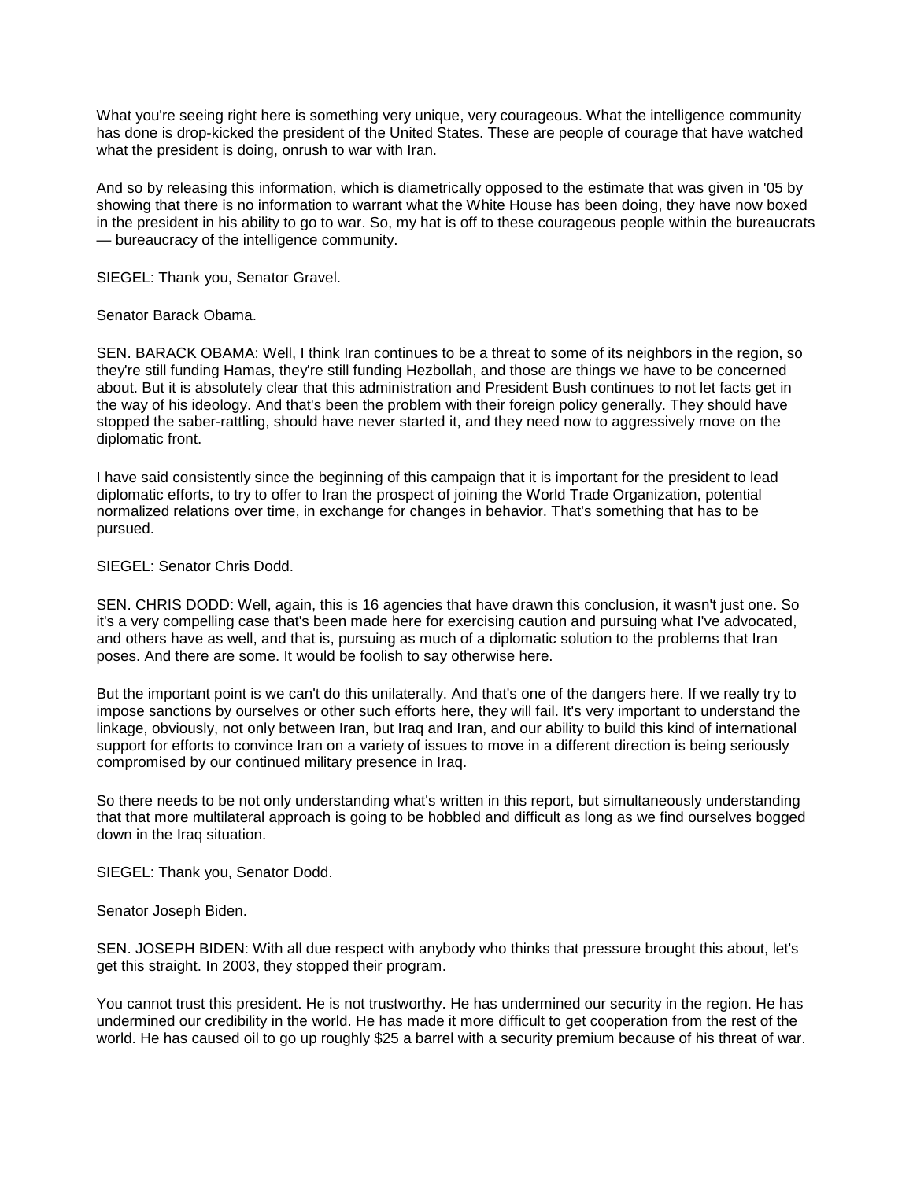What you're seeing right here is something very unique, very courageous. What the intelligence community has done is drop-kicked the president of the United States. These are people of courage that have watched what the president is doing, onrush to war with Iran.

And so by releasing this information, which is diametrically opposed to the estimate that was given in '05 by showing that there is no information to warrant what the White House has been doing, they have now boxed in the president in his ability to go to war. So, my hat is off to these courageous people within the bureaucrats — bureaucracy of the intelligence community.

SIEGEL: Thank you, Senator Gravel.

Senator Barack Obama.

SEN. BARACK OBAMA: Well, I think Iran continues to be a threat to some of its neighbors in the region, so they're still funding Hamas, they're still funding Hezbollah, and those are things we have to be concerned about. But it is absolutely clear that this administration and President Bush continues to not let facts get in the way of his ideology. And that's been the problem with their foreign policy generally. They should have stopped the saber-rattling, should have never started it, and they need now to aggressively move on the diplomatic front.

I have said consistently since the beginning of this campaign that it is important for the president to lead diplomatic efforts, to try to offer to Iran the prospect of joining the World Trade Organization, potential normalized relations over time, in exchange for changes in behavior. That's something that has to be pursued.

SIEGEL: Senator Chris Dodd.

SEN. CHRIS DODD: Well, again, this is 16 agencies that have drawn this conclusion, it wasn't just one. So it's a very compelling case that's been made here for exercising caution and pursuing what I've advocated, and others have as well, and that is, pursuing as much of a diplomatic solution to the problems that Iran poses. And there are some. It would be foolish to say otherwise here.

But the important point is we can't do this unilaterally. And that's one of the dangers here. If we really try to impose sanctions by ourselves or other such efforts here, they will fail. It's very important to understand the linkage, obviously, not only between Iran, but Iraq and Iran, and our ability to build this kind of international support for efforts to convince Iran on a variety of issues to move in a different direction is being seriously compromised by our continued military presence in Iraq.

So there needs to be not only understanding what's written in this report, but simultaneously understanding that that more multilateral approach is going to be hobbled and difficult as long as we find ourselves bogged down in the Iraq situation.

SIEGEL: Thank you, Senator Dodd.

Senator Joseph Biden.

SEN. JOSEPH BIDEN: With all due respect with anybody who thinks that pressure brought this about, let's get this straight. In 2003, they stopped their program.

You cannot trust this president. He is not trustworthy. He has undermined our security in the region. He has undermined our credibility in the world. He has made it more difficult to get cooperation from the rest of the world. He has caused oil to go up roughly $25 a barrel with a security premium because of his threat of war.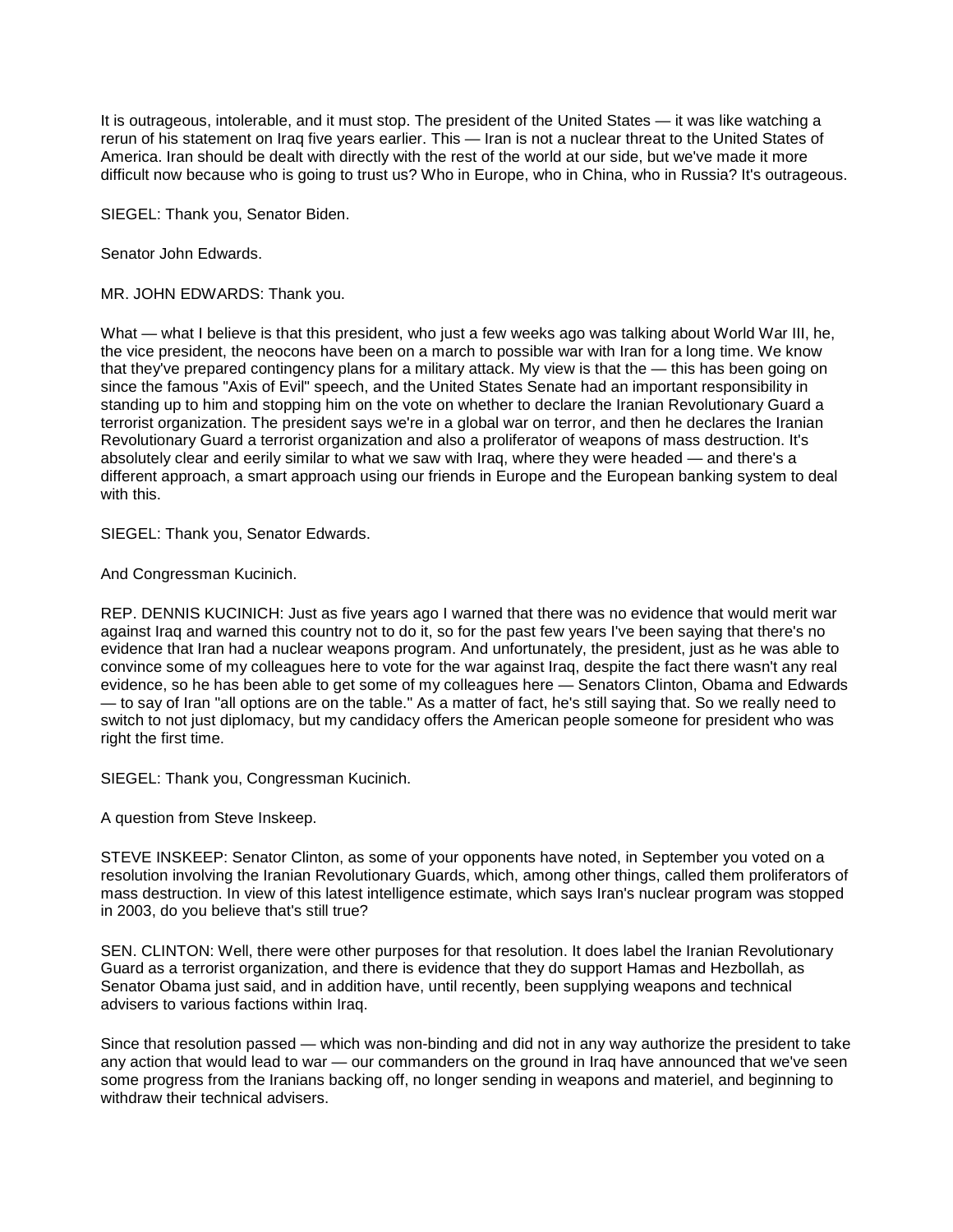It is outrageous, intolerable, and it must stop. The president of the United States — it was like watching a rerun of his statement on Iraq five years earlier. This — Iran is not a nuclear threat to the United States of America. Iran should be dealt with directly with the rest of the world at our side, but we've made it more difficult now because who is going to trust us? Who in Europe, who in China, who in Russia? It's outrageous.

SIEGEL: Thank you, Senator Biden.

Senator John Edwards.

MR. JOHN EDWARDS: Thank you.

What — what I believe is that this president, who just a few weeks ago was talking about World War III, he, the vice president, the neocons have been on a march to possible war with Iran for a long time. We know that they've prepared contingency plans for a military attack. My view is that the — this has been going on since the famous "Axis of Evil" speech, and the United States Senate had an important responsibility in standing up to him and stopping him on the vote on whether to declare the Iranian Revolutionary Guard a terrorist organization. The president says we're in a global war on terror, and then he declares the Iranian Revolutionary Guard a terrorist organization and also a proliferator of weapons of mass destruction. It's absolutely clear and eerily similar to what we saw with Iraq, where they were headed — and there's a different approach, a smart approach using our friends in Europe and the European banking system to deal with this.

SIEGEL: Thank you, Senator Edwards.

And Congressman Kucinich.

REP. DENNIS KUCINICH: Just as five years ago I warned that there was no evidence that would merit war against Iraq and warned this country not to do it, so for the past few years I've been saying that there's no evidence that Iran had a nuclear weapons program. And unfortunately, the president, just as he was able to convince some of my colleagues here to vote for the war against Iraq, despite the fact there wasn't any real evidence, so he has been able to get some of my colleagues here — Senators Clinton, Obama and Edwards — to say of Iran "all options are on the table." As a matter of fact, he's still saying that. So we really need to switch to not just diplomacy, but my candidacy offers the American people someone for president who was right the first time.

SIEGEL: Thank you, Congressman Kucinich.

A question from Steve Inskeep.

STEVE INSKEEP: Senator Clinton, as some of your opponents have noted, in September you voted on a resolution involving the Iranian Revolutionary Guards, which, among other things, called them proliferators of mass destruction. In view of this latest intelligence estimate, which says Iran's nuclear program was stopped in 2003, do you believe that's still true?

SEN. CLINTON: Well, there were other purposes for that resolution. It does label the Iranian Revolutionary Guard as a terrorist organization, and there is evidence that they do support Hamas and Hezbollah, as Senator Obama just said, and in addition have, until recently, been supplying weapons and technical advisers to various factions within Iraq.

Since that resolution passed — which was non-binding and did not in any way authorize the president to take any action that would lead to war — our commanders on the ground in Iraq have announced that we've seen some progress from the Iranians backing off, no longer sending in weapons and materiel, and beginning to withdraw their technical advisers.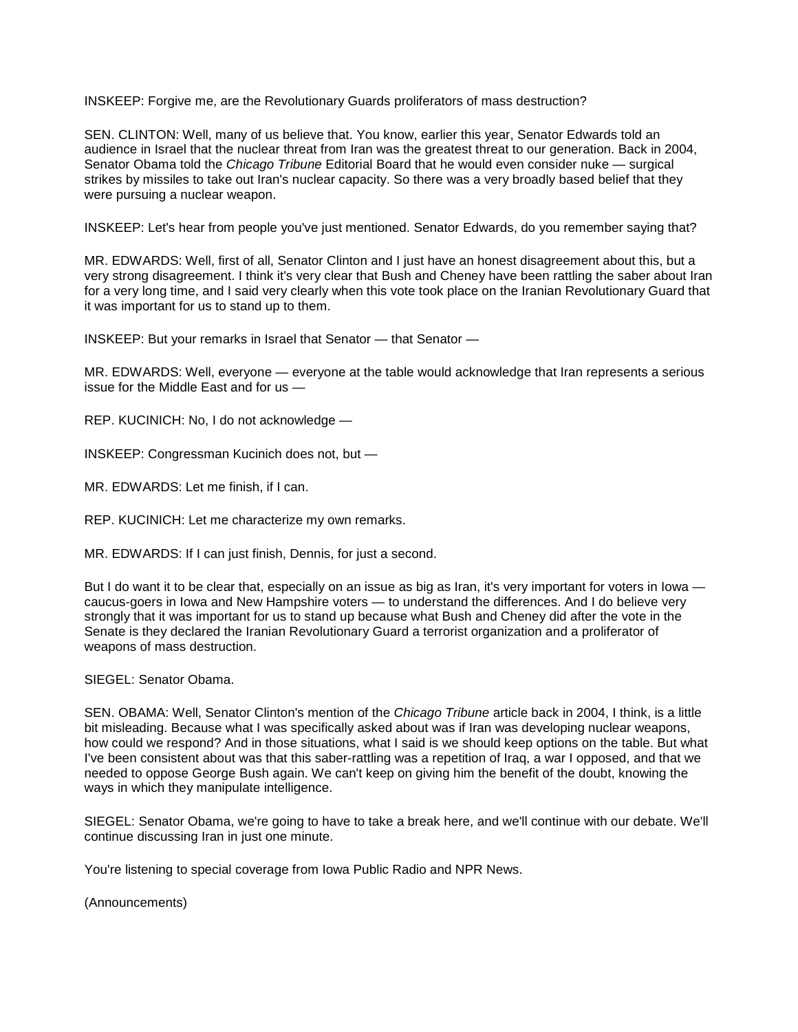INSKEEP: Forgive me, are the Revolutionary Guards proliferators of mass destruction?

SEN. CLINTON: Well, many of us believe that. You know, earlier this year, Senator Edwards told an audience in Israel that the nuclear threat from Iran was the greatest threat to our generation. Back in 2004, Senator Obama told the *Chicago Tribune* Editorial Board that he would even consider nuke — surgical strikes by missiles to take out Iran's nuclear capacity. So there was a very broadly based belief that they were pursuing a nuclear weapon.

INSKEEP: Let's hear from people you've just mentioned. Senator Edwards, do you remember saying that?

MR. EDWARDS: Well, first of all, Senator Clinton and I just have an honest disagreement about this, but a very strong disagreement. I think it's very clear that Bush and Cheney have been rattling the saber about Iran for a very long time, and I said very clearly when this vote took place on the Iranian Revolutionary Guard that it was important for us to stand up to them.

INSKEEP: But your remarks in Israel that Senator — that Senator —

MR. EDWARDS: Well, everyone — everyone at the table would acknowledge that Iran represents a serious issue for the Middle East and for us —

REP. KUCINICH: No, I do not acknowledge —

INSKEEP: Congressman Kucinich does not, but —

MR. EDWARDS: Let me finish, if I can.

REP. KUCINICH: Let me characterize my own remarks.

MR. EDWARDS: If I can just finish, Dennis, for just a second.

But I do want it to be clear that, especially on an issue as big as Iran, it's very important for voters in Iowa — caucus-goers in Iowa and New Hampshire voters — to understand the differences. And I do believe very strongly that it was important for us to stand up because what Bush and Cheney did after the vote in the Senate is they declared the Iranian Revolutionary Guard a terrorist organization and a proliferator of weapons of mass destruction.

SIEGEL: Senator Obama.

SEN. OBAMA: Well, Senator Clinton's mention of the *Chicago Tribune* article back in 2004, I think, is a little bit misleading. Because what I was specifically asked about was if Iran was developing nuclear weapons, how could we respond? And in those situations, what I said is we should keep options on the table. But what I've been consistent about was that this saber-rattling was a repetition of Iraq, a war I opposed, and that we needed to oppose George Bush again. We can't keep on giving him the benefit of the doubt, knowing the ways in which they manipulate intelligence.

SIEGEL: Senator Obama, we're going to have to take a break here, and we'll continue with our debate. We'll continue discussing Iran in just one minute.

You're listening to special coverage from Iowa Public Radio and NPR News.

(Announcements)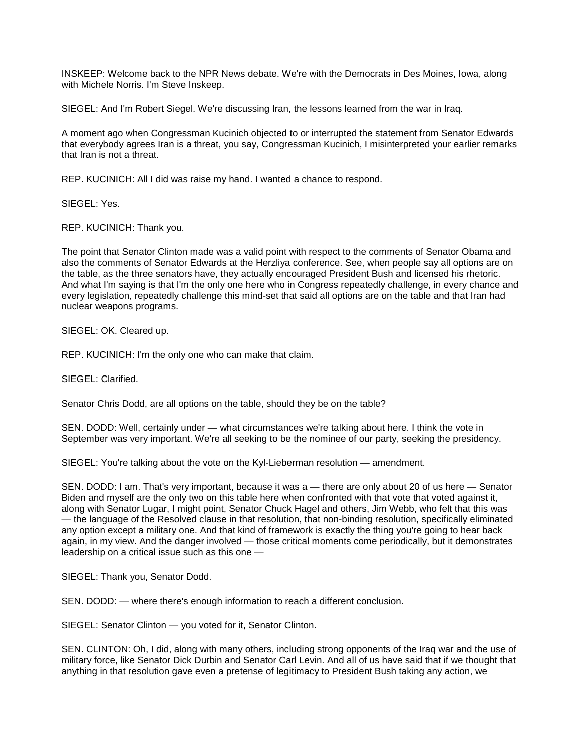INSKEEP: Welcome back to the NPR News debate. We're with the Democrats in Des Moines, Iowa, along with Michele Norris. I'm Steve Inskeep.

SIEGEL: And I'm Robert Siegel. We're discussing Iran, the lessons learned from the war in Iraq.

A moment ago when Congressman Kucinich objected to or interrupted the statement from Senator Edwards that everybody agrees Iran is a threat, you say, Congressman Kucinich, I misinterpreted your earlier remarks that Iran is not a threat.

REP. KUCINICH: All I did was raise my hand. I wanted a chance to respond.

SIEGEL: Yes.

REP. KUCINICH: Thank you.

The point that Senator Clinton made was a valid point with respect to the comments of Senator Obama and also the comments of Senator Edwards at the Herzliya conference. See, when people say all options are on the table, as the three senators have, they actually encouraged President Bush and licensed his rhetoric. And what I'm saying is that I'm the only one here who in Congress repeatedly challenge, in every chance and every legislation, repeatedly challenge this mind-set that said all options are on the table and that Iran had nuclear weapons programs.

SIEGEL: OK. Cleared up.

REP. KUCINICH: I'm the only one who can make that claim.

SIEGEL: Clarified.

Senator Chris Dodd, are all options on the table, should they be on the table?

SEN. DODD: Well, certainly under — what circumstances we're talking about here. I think the vote in September was very important. We're all seeking to be the nominee of our party, seeking the presidency.

SIEGEL: You're talking about the vote on the Kyl-Lieberman resolution — amendment.

SEN. DODD: I am. That's very important, because it was a — there are only about 20 of us here — Senator Biden and myself are the only two on this table here when confronted with that vote that voted against it, along with Senator Lugar, I might point, Senator Chuck Hagel and others, Jim Webb, who felt that this was — the language of the Resolved clause in that resolution, that non-binding resolution, specifically eliminated any option except a military one. And that kind of framework is exactly the thing you're going to hear back again, in my view. And the danger involved — those critical moments come periodically, but it demonstrates leadership on a critical issue such as this one —

SIEGEL: Thank you, Senator Dodd.

SEN. DODD: — where there's enough information to reach a different conclusion.

SIEGEL: Senator Clinton — you voted for it, Senator Clinton.

SEN. CLINTON: Oh, I did, along with many others, including strong opponents of the Iraq war and the use of military force, like Senator Dick Durbin and Senator Carl Levin. And all of us have said that if we thought that anything in that resolution gave even a pretense of legitimacy to President Bush taking any action, we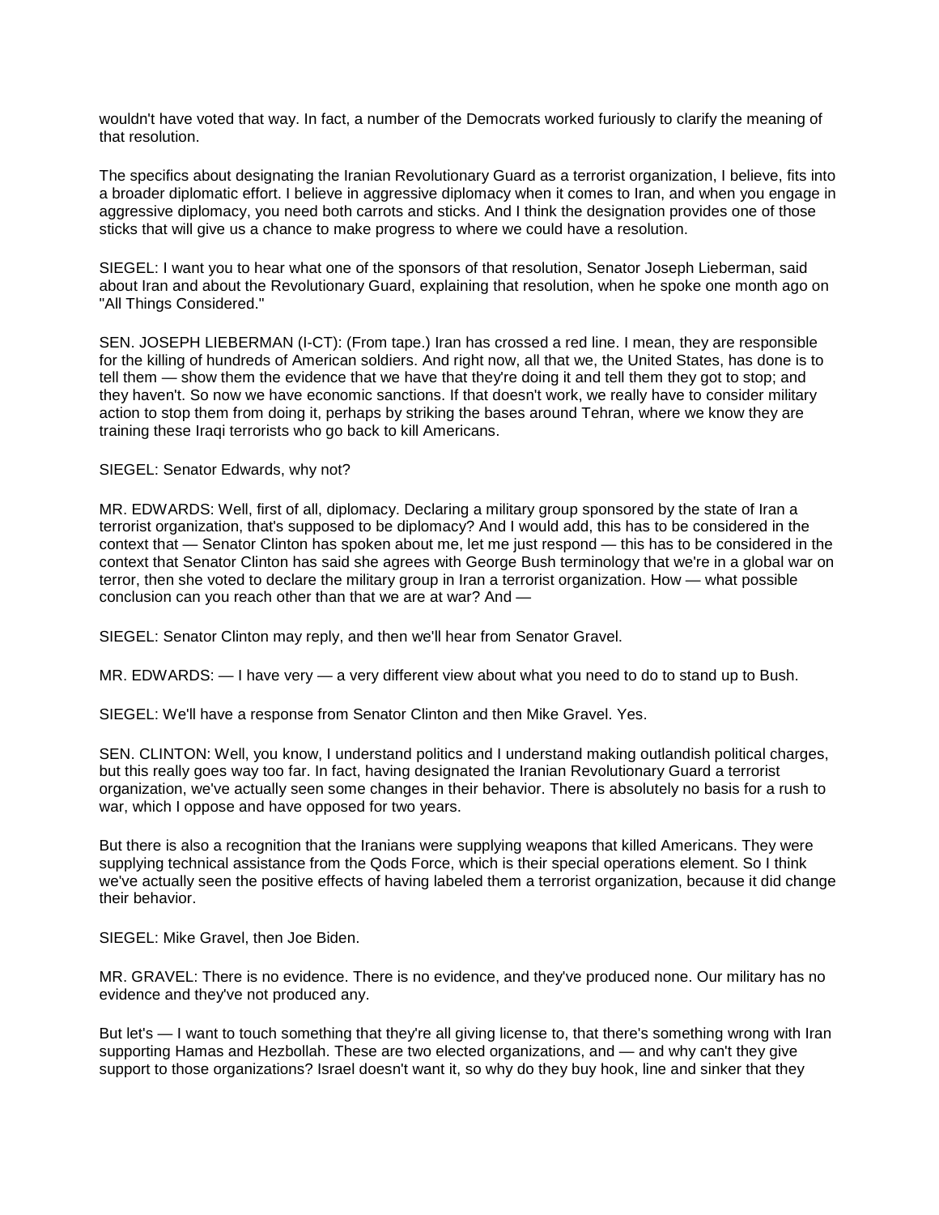wouldn't have voted that way. In fact, a number of the Democrats worked furiously to clarify the meaning of that resolution.

The specifics about designating the Iranian Revolutionary Guard as a terrorist organization, I believe, fits into a broader diplomatic effort. I believe in aggressive diplomacy when it comes to Iran, and when you engage in aggressive diplomacy, you need both carrots and sticks. And I think the designation provides one of those sticks that will give us a chance to make progress to where we could have a resolution.

SIEGEL: I want you to hear what one of the sponsors of that resolution, Senator Joseph Lieberman, said about Iran and about the Revolutionary Guard, explaining that resolution, when he spoke one month ago on "All Things Considered."

SEN. JOSEPH LIEBERMAN (I-CT): (From tape.) Iran has crossed a red line. I mean, they are responsible for the killing of hundreds of American soldiers. And right now, all that we, the United States, has done is to tell them — show them the evidence that we have that they're doing it and tell them they got to stop; and they haven't. So now we have economic sanctions. If that doesn't work, we really have to consider military action to stop them from doing it, perhaps by striking the bases around Tehran, where we know they are training these Iraqi terrorists who go back to kill Americans.

SIEGEL: Senator Edwards, why not?

MR. EDWARDS: Well, first of all, diplomacy. Declaring a military group sponsored by the state of Iran a terrorist organization, that's supposed to be diplomacy? And I would add, this has to be considered in the context that — Senator Clinton has spoken about me, let me just respond — this has to be considered in the context that Senator Clinton has said she agrees with George Bush terminology that we're in a global war on terror, then she voted to declare the military group in Iran a terrorist organization. How — what possible conclusion can you reach other than that we are at war? And —

SIEGEL: Senator Clinton may reply, and then we'll hear from Senator Gravel.

MR. EDWARDS: — I have very — a very different view about what you need to do to stand up to Bush.

SIEGEL: We'll have a response from Senator Clinton and then Mike Gravel. Yes.

SEN. CLINTON: Well, you know, I understand politics and I understand making outlandish political charges, but this really goes way too far. In fact, having designated the Iranian Revolutionary Guard a terrorist organization, we've actually seen some changes in their behavior. There is absolutely no basis for a rush to war, which I oppose and have opposed for two years.

But there is also a recognition that the Iranians were supplying weapons that killed Americans. They were supplying technical assistance from the Qods Force, which is their special operations element. So I think we've actually seen the positive effects of having labeled them a terrorist organization, because it did change their behavior.

SIEGEL: Mike Gravel, then Joe Biden.

MR. GRAVEL: There is no evidence. There is no evidence, and they've produced none. Our military has no evidence and they've not produced any.

But let's — I want to touch something that they're all giving license to, that there's something wrong with Iran supporting Hamas and Hezbollah. These are two elected organizations, and — and why can't they give support to those organizations? Israel doesn't want it, so why do they buy hook, line and sinker that they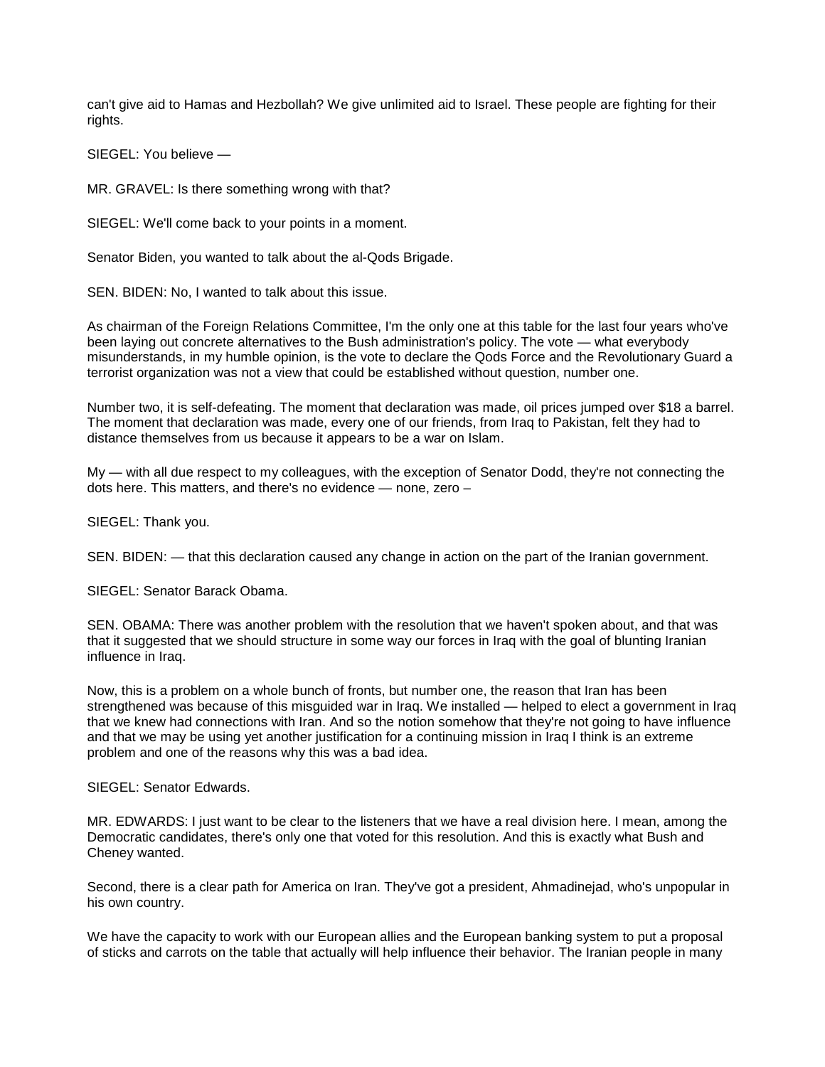can't give aid to Hamas and Hezbollah? We give unlimited aid to Israel. These people are fighting for their rights.

SIEGEL: You believe —

MR. GRAVEL: Is there something wrong with that?

SIEGEL: We'll come back to your points in a moment.

Senator Biden, you wanted to talk about the al-Qods Brigade.

SEN. BIDEN: No, I wanted to talk about this issue.

As chairman of the Foreign Relations Committee, I'm the only one at this table for the last four years who've been laying out concrete alternatives to the Bush administration's policy. The vote — what everybody misunderstands, in my humble opinion, is the vote to declare the Qods Force and the Revolutionary Guard a terrorist organization was not a view that could be established without question, number one.

Number two, it is self-defeating. The moment that declaration was made, oil prices jumped over $18 a barrel. The moment that declaration was made, every one of our friends, from Iraq to Pakistan, felt they had to distance themselves from us because it appears to be a war on Islam.

My — with all due respect to my colleagues, with the exception of Senator Dodd, they're not connecting the dots here. This matters, and there's no evidence — none, zero –

SIEGEL: Thank you.

SEN. BIDEN: — that this declaration caused any change in action on the part of the Iranian government.

SIEGEL: Senator Barack Obama.

SEN. OBAMA: There was another problem with the resolution that we haven't spoken about, and that was that it suggested that we should structure in some way our forces in Iraq with the goal of blunting Iranian influence in Iraq.

Now, this is a problem on a whole bunch of fronts, but number one, the reason that Iran has been strengthened was because of this misguided war in Iraq. We installed — helped to elect a government in Iraq that we knew had connections with Iran. And so the notion somehow that they're not going to have influence and that we may be using yet another justification for a continuing mission in Iraq I think is an extreme problem and one of the reasons why this was a bad idea.

SIEGEL: Senator Edwards.

MR. EDWARDS: I just want to be clear to the listeners that we have a real division here. I mean, among the Democratic candidates, there's only one that voted for this resolution. And this is exactly what Bush and Cheney wanted.

Second, there is a clear path for America on Iran. They've got a president, Ahmadinejad, who's unpopular in his own country.

We have the capacity to work with our European allies and the European banking system to put a proposal of sticks and carrots on the table that actually will help influence their behavior. The Iranian people in many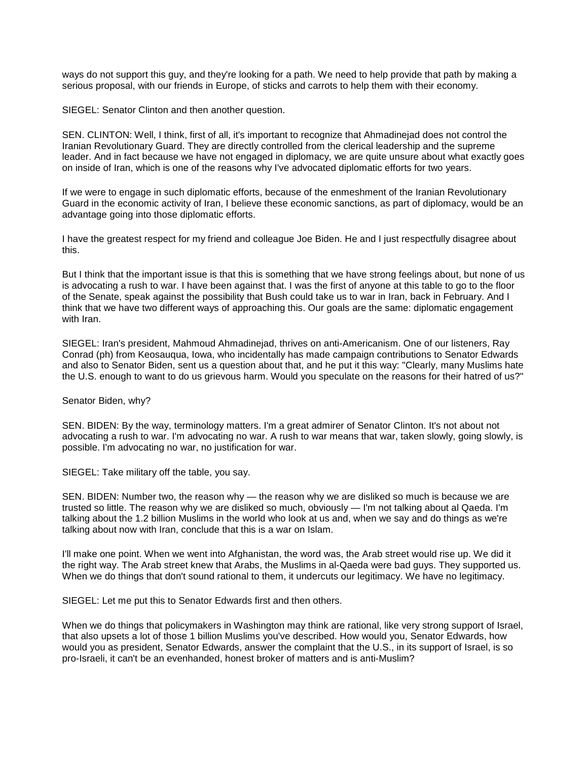ways do not support this guy, and they're looking for a path. We need to help provide that path by making a serious proposal, with our friends in Europe, of sticks and carrots to help them with their economy.

SIEGEL: Senator Clinton and then another question.

SEN. CLINTON: Well, I think, first of all, it's important to recognize that Ahmadinejad does not control the Iranian Revolutionary Guard. They are directly controlled from the clerical leadership and the supreme leader. And in fact because we have not engaged in diplomacy, we are quite unsure about what exactly goes on inside of Iran, which is one of the reasons why I've advocated diplomatic efforts for two years.

If we were to engage in such diplomatic efforts, because of the enmeshment of the Iranian Revolutionary Guard in the economic activity of Iran, I believe these economic sanctions, as part of diplomacy, would be an advantage going into those diplomatic efforts.

I have the greatest respect for my friend and colleague Joe Biden. He and I just respectfully disagree about this.

But I think that the important issue is that this is something that we have strong feelings about, but none of us is advocating a rush to war. I have been against that. I was the first of anyone at this table to go to the floor of the Senate, speak against the possibility that Bush could take us to war in Iran, back in February. And I think that we have two different ways of approaching this. Our goals are the same: diplomatic engagement with Iran.

SIEGEL: Iran's president, Mahmoud Ahmadinejad, thrives on anti-Americanism. One of our listeners, Ray Conrad (ph) from Keosauqua, Iowa, who incidentally has made campaign contributions to Senator Edwards and also to Senator Biden, sent us a question about that, and he put it this way: "Clearly, many Muslims hate the U.S. enough to want to do us grievous harm. Would you speculate on the reasons for their hatred of us?"

Senator Biden, why?

SEN. BIDEN: By the way, terminology matters. I'm a great admirer of Senator Clinton. It's not about not advocating a rush to war. I'm advocating no war. A rush to war means that war, taken slowly, going slowly, is possible. I'm advocating no war, no justification for war.

SIEGEL: Take military off the table, you say.

SEN. BIDEN: Number two, the reason why — the reason why we are disliked so much is because we are trusted so little. The reason why we are disliked so much, obviously — I'm not talking about al Qaeda. I'm talking about the 1.2 billion Muslims in the world who look at us and, when we say and do things as we're talking about now with Iran, conclude that this is a war on Islam.

I'll make one point. When we went into Afghanistan, the word was, the Arab street would rise up. We did it the right way. The Arab street knew that Arabs, the Muslims in al-Qaeda were bad guys. They supported us. When we do things that don't sound rational to them, it undercuts our legitimacy. We have no legitimacy.

SIEGEL: Let me put this to Senator Edwards first and then others.

When we do things that policymakers in Washington may think are rational, like very strong support of Israel, that also upsets a lot of those 1 billion Muslims you've described. How would you, Senator Edwards, how would you as president, Senator Edwards, answer the complaint that the U.S., in its support of Israel, is so pro-Israeli, it can't be an evenhanded, honest broker of matters and is anti-Muslim?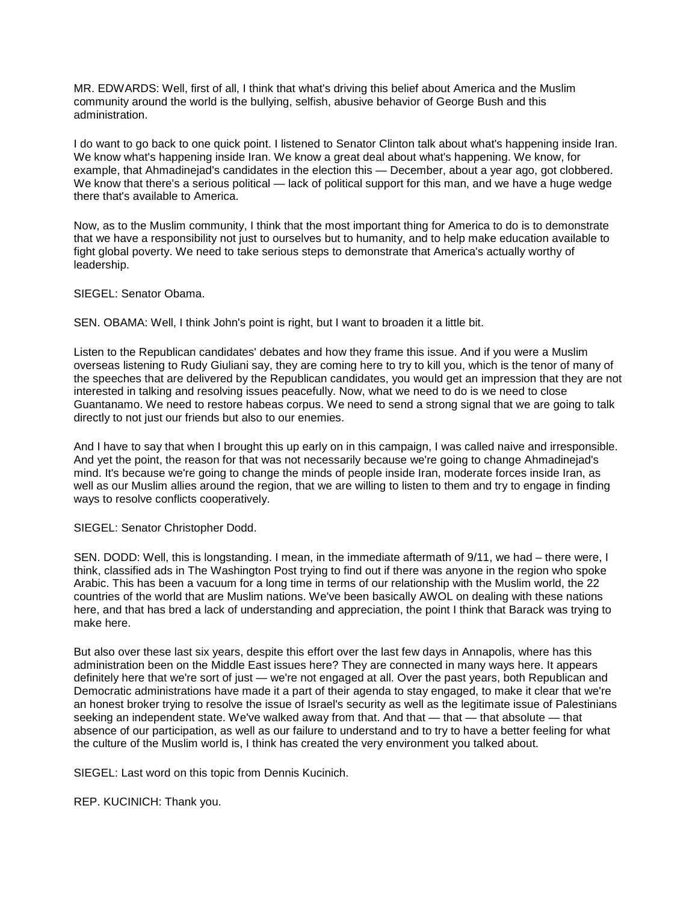MR. EDWARDS: Well, first of all, I think that what's driving this belief about America and the Muslim community around the world is the bullying, selfish, abusive behavior of George Bush and this administration.

I do want to go back to one quick point. I listened to Senator Clinton talk about what's happening inside Iran. We know what's happening inside Iran. We know a great deal about what's happening. We know, for example, that Ahmadinejad's candidates in the election this — December, about a year ago, got clobbered. We know that there's a serious political — lack of political support for this man, and we have a huge wedge there that's available to America.

Now, as to the Muslim community, I think that the most important thing for America to do is to demonstrate that we have a responsibility not just to ourselves but to humanity, and to help make education available to fight global poverty. We need to take serious steps to demonstrate that America's actually worthy of leadership.

SIEGEL: Senator Obama.

SEN. OBAMA: Well, I think John's point is right, but I want to broaden it a little bit.

Listen to the Republican candidates' debates and how they frame this issue. And if you were a Muslim overseas listening to Rudy Giuliani say, they are coming here to try to kill you, which is the tenor of many of the speeches that are delivered by the Republican candidates, you would get an impression that they are not interested in talking and resolving issues peacefully. Now, what we need to do is we need to close Guantanamo. We need to restore habeas corpus. We need to send a strong signal that we are going to talk directly to not just our friends but also to our enemies.

And I have to say that when I brought this up early on in this campaign, I was called naive and irresponsible. And yet the point, the reason for that was not necessarily because we're going to change Ahmadinejad's mind. It's because we're going to change the minds of people inside Iran, moderate forces inside Iran, as well as our Muslim allies around the region, that we are willing to listen to them and try to engage in finding ways to resolve conflicts cooperatively.

SIEGEL: Senator Christopher Dodd.

SEN. DODD: Well, this is longstanding. I mean, in the immediate aftermath of 9/11, we had – there were, I think, classified ads in The Washington Post trying to find out if there was anyone in the region who spoke Arabic. This has been a vacuum for a long time in terms of our relationship with the Muslim world, the 22 countries of the world that are Muslim nations. We've been basically AWOL on dealing with these nations here, and that has bred a lack of understanding and appreciation, the point I think that Barack was trying to make here.

But also over these last six years, despite this effort over the last few days in Annapolis, where has this administration been on the Middle East issues here? They are connected in many ways here. It appears definitely here that we're sort of just — we're not engaged at all. Over the past years, both Republican and Democratic administrations have made it a part of their agenda to stay engaged, to make it clear that we're an honest broker trying to resolve the issue of Israel's security as well as the legitimate issue of Palestinians seeking an independent state. We've walked away from that. And that — that — that absolute — that absence of our participation, as well as our failure to understand and to try to have a better feeling for what the culture of the Muslim world is, I think has created the very environment you talked about.

SIEGEL: Last word on this topic from Dennis Kucinich.

REP. KUCINICH: Thank you.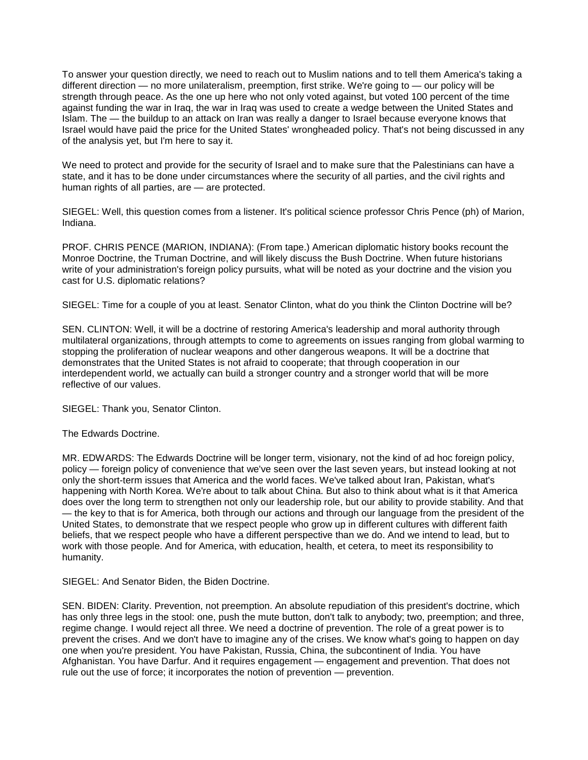To answer your question directly, we need to reach out to Muslim nations and to tell them America's taking a different direction — no more unilateralism, preemption, first strike. We're going to — our policy will be strength through peace. As the one up here who not only voted against, but voted 100 percent of the time against funding the war in Iraq, the war in Iraq was used to create a wedge between the United States and Islam. The — the buildup to an attack on Iran was really a danger to Israel because everyone knows that Israel would have paid the price for the United States' wrongheaded policy. That's not being discussed in any of the analysis yet, but I'm here to say it.

We need to protect and provide for the security of Israel and to make sure that the Palestinians can have a state, and it has to be done under circumstances where the security of all parties, and the civil rights and human rights of all parties, are — are protected.

SIEGEL: Well, this question comes from a listener. It's political science professor Chris Pence (ph) of Marion, Indiana.

PROF. CHRIS PENCE (MARION, INDIANA): (From tape.) American diplomatic history books recount the Monroe Doctrine, the Truman Doctrine, and will likely discuss the Bush Doctrine. When future historians write of your administration's foreign policy pursuits, what will be noted as your doctrine and the vision you cast for U.S. diplomatic relations?

SIEGEL: Time for a couple of you at least. Senator Clinton, what do you think the Clinton Doctrine will be?

SEN. CLINTON: Well, it will be a doctrine of restoring America's leadership and moral authority through multilateral organizations, through attempts to come to agreements on issues ranging from global warming to stopping the proliferation of nuclear weapons and other dangerous weapons. It will be a doctrine that demonstrates that the United States is not afraid to cooperate; that through cooperation in our interdependent world, we actually can build a stronger country and a stronger world that will be more reflective of our values.

SIEGEL: Thank you, Senator Clinton.

The Edwards Doctrine.

MR. EDWARDS: The Edwards Doctrine will be longer term, visionary, not the kind of ad hoc foreign policy, policy — foreign policy of convenience that we've seen over the last seven years, but instead looking at not only the short-term issues that America and the world faces. We've talked about Iran, Pakistan, what's happening with North Korea. We're about to talk about China. But also to think about what is it that America does over the long term to strengthen not only our leadership role, but our ability to provide stability. And that — the key to that is for America, both through our actions and through our language from the president of the United States, to demonstrate that we respect people who grow up in different cultures with different faith beliefs, that we respect people who have a different perspective than we do. And we intend to lead, but to work with those people. And for America, with education, health, et cetera, to meet its responsibility to humanity.

SIEGEL: And Senator Biden, the Biden Doctrine.

SEN. BIDEN: Clarity. Prevention, not preemption. An absolute repudiation of this president's doctrine, which has only three legs in the stool: one, push the mute button, don't talk to anybody; two, preemption; and three, regime change. I would reject all three. We need a doctrine of prevention. The role of a great power is to prevent the crises. And we don't have to imagine any of the crises. We know what's going to happen on day one when you're president. You have Pakistan, Russia, China, the subcontinent of India. You have Afghanistan. You have Darfur. And it requires engagement — engagement and prevention. That does not rule out the use of force; it incorporates the notion of prevention — prevention.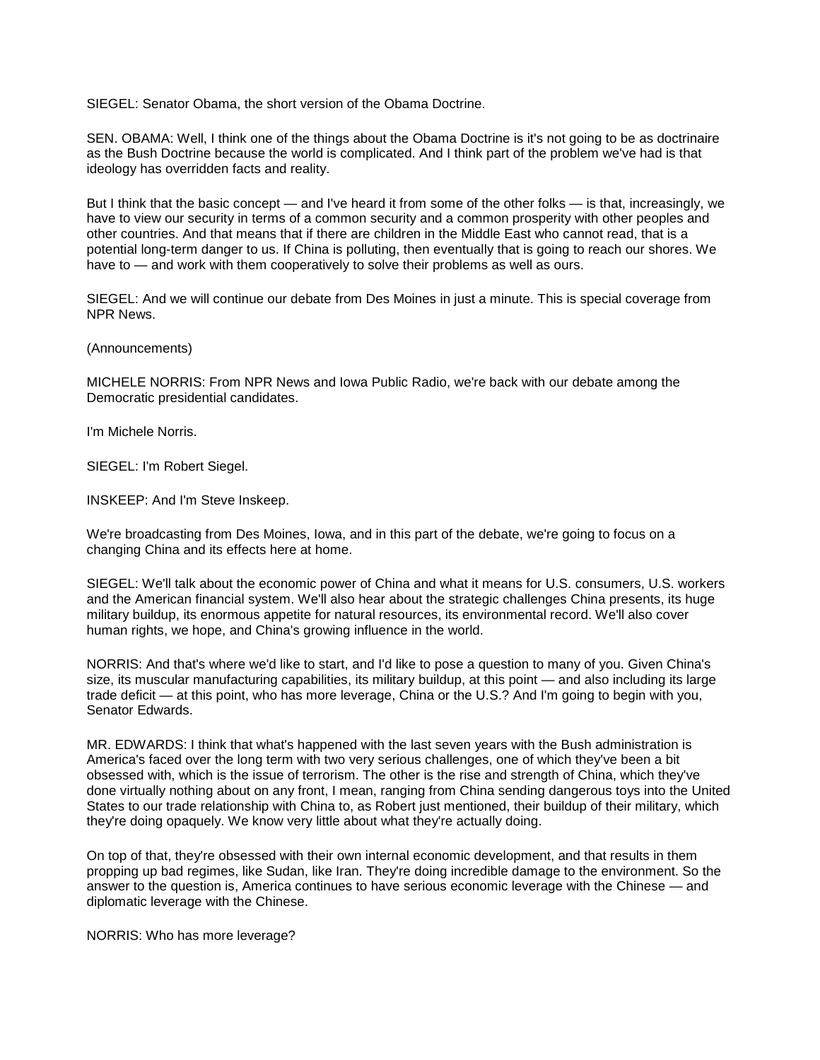SIEGEL: Senator Obama, the short version of the Obama Doctrine.

SEN. OBAMA: Well, I think one of the things about the Obama Doctrine is it's not going to be as doctrinaire as the Bush Doctrine because the world is complicated. And I think part of the problem we've had is that ideology has overridden facts and reality.

But I think that the basic concept — and I've heard it from some of the other folks — is that, increasingly, we have to view our security in terms of a common security and a common prosperity with other peoples and other countries. And that means that if there are children in the Middle East who cannot read, that is a potential long-term danger to us. If China is polluting, then eventually that is going to reach our shores. We have to — and work with them cooperatively to solve their problems as well as ours.

SIEGEL: And we will continue our debate from Des Moines in just a minute. This is special coverage from NPR News.

(Announcements)

MICHELE NORRIS: From NPR News and Iowa Public Radio, we're back with our debate among the Democratic presidential candidates.

I'm Michele Norris.

SIEGEL: I'm Robert Siegel.

INSKEEP: And I'm Steve Inskeep.

We're broadcasting from Des Moines, Iowa, and in this part of the debate, we're going to focus on a changing China and its effects here at home.

SIEGEL: We'll talk about the economic power of China and what it means for U.S. consumers, U.S. workers and the American financial system. We'll also hear about the strategic challenges China presents, its huge military buildup, its enormous appetite for natural resources, its environmental record. We'll also cover human rights, we hope, and China's growing influence in the world.

NORRIS: And that's where we'd like to start, and I'd like to pose a question to many of you. Given China's size, its muscular manufacturing capabilities, its military buildup, at this point — and also including its large trade deficit — at this point, who has more leverage, China or the U.S.? And I'm going to begin with you, Senator Edwards.

MR. EDWARDS: I think that what's happened with the last seven years with the Bush administration is America's faced over the long term with two very serious challenges, one of which they've been a bit obsessed with, which is the issue of terrorism. The other is the rise and strength of China, which they've done virtually nothing about on any front, I mean, ranging from China sending dangerous toys into the United States to our trade relationship with China to, as Robert just mentioned, their buildup of their military, which they're doing opaquely. We know very little about what they're actually doing.

On top of that, they're obsessed with their own internal economic development, and that results in them propping up bad regimes, like Sudan, like Iran. They're doing incredible damage to the environment. So the answer to the question is, America continues to have serious economic leverage with the Chinese — and diplomatic leverage with the Chinese.

NORRIS: Who has more leverage?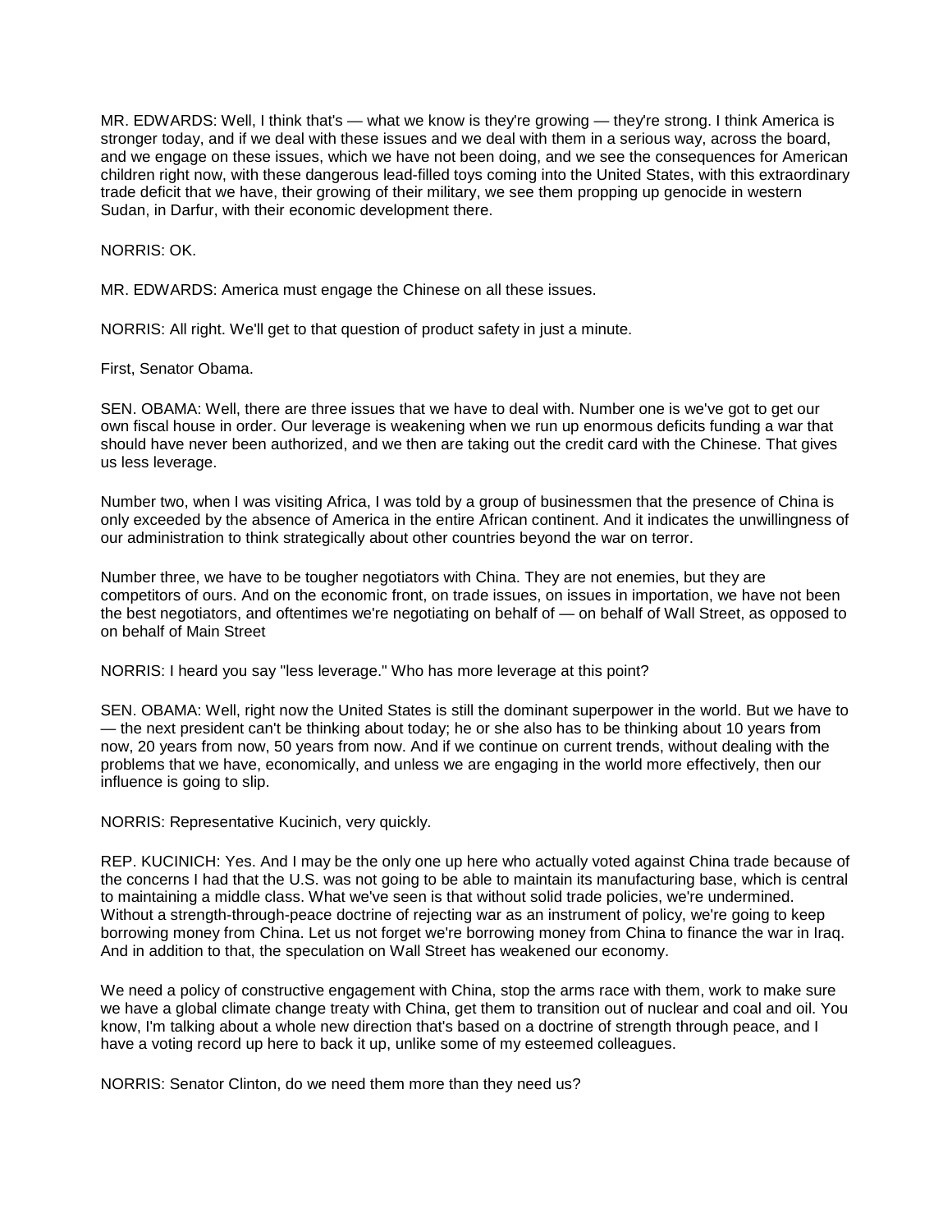MR. EDWARDS: Well, I think that's — what we know is they're growing — they're strong. I think America is stronger today, and if we deal with these issues and we deal with them in a serious way, across the board, and we engage on these issues, which we have not been doing, and we see the consequences for American children right now, with these dangerous lead-filled toys coming into the United States, with this extraordinary trade deficit that we have, their growing of their military, we see them propping up genocide in western Sudan, in Darfur, with their economic development there.

NORRIS: OK.

MR. EDWARDS: America must engage the Chinese on all these issues.

NORRIS: All right. We'll get to that question of product safety in just a minute.

First, Senator Obama.

SEN. OBAMA: Well, there are three issues that we have to deal with. Number one is we've got to get our own fiscal house in order. Our leverage is weakening when we run up enormous deficits funding a war that should have never been authorized, and we then are taking out the credit card with the Chinese. That gives us less leverage.

Number two, when I was visiting Africa, I was told by a group of businessmen that the presence of China is only exceeded by the absence of America in the entire African continent. And it indicates the unwillingness of our administration to think strategically about other countries beyond the war on terror.

Number three, we have to be tougher negotiators with China. They are not enemies, but they are competitors of ours. And on the economic front, on trade issues, on issues in importation, we have not been the best negotiators, and oftentimes we're negotiating on behalf of — on behalf of Wall Street, as opposed to on behalf of Main Street

NORRIS: I heard you say "less leverage." Who has more leverage at this point?

SEN. OBAMA: Well, right now the United States is still the dominant superpower in the world. But we have to — the next president can't be thinking about today; he or she also has to be thinking about 10 years from now, 20 years from now, 50 years from now. And if we continue on current trends, without dealing with the problems that we have, economically, and unless we are engaging in the world more effectively, then our influence is going to slip.

NORRIS: Representative Kucinich, very quickly.

REP. KUCINICH: Yes. And I may be the only one up here who actually voted against China trade because of the concerns I had that the U.S. was not going to be able to maintain its manufacturing base, which is central to maintaining a middle class. What we've seen is that without solid trade policies, we're undermined. Without a strength-through-peace doctrine of rejecting war as an instrument of policy, we're going to keep borrowing money from China. Let us not forget we're borrowing money from China to finance the war in Iraq. And in addition to that, the speculation on Wall Street has weakened our economy.

We need a policy of constructive engagement with China, stop the arms race with them, work to make sure we have a global climate change treaty with China, get them to transition out of nuclear and coal and oil. You know, I'm talking about a whole new direction that's based on a doctrine of strength through peace, and I have a voting record up here to back it up, unlike some of my esteemed colleagues.

NORRIS: Senator Clinton, do we need them more than they need us?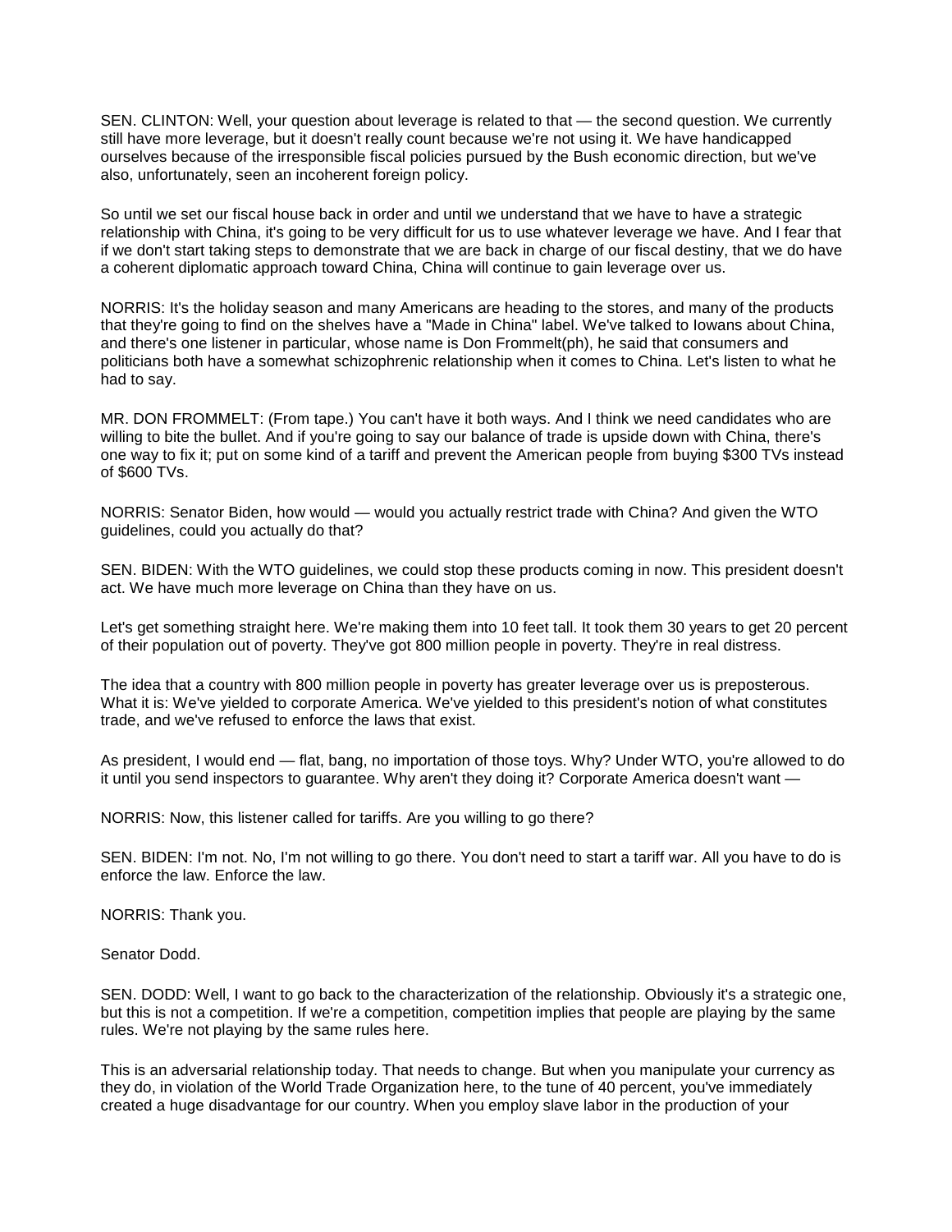SEN. CLINTON: Well, your question about leverage is related to that — the second question. We currently still have more leverage, but it doesn't really count because we're not using it. We have handicapped ourselves because of the irresponsible fiscal policies pursued by the Bush economic direction, but we've also, unfortunately, seen an incoherent foreign policy.

So until we set our fiscal house back in order and until we understand that we have to have a strategic relationship with China, it's going to be very difficult for us to use whatever leverage we have. And I fear that if we don't start taking steps to demonstrate that we are back in charge of our fiscal destiny, that we do have a coherent diplomatic approach toward China, China will continue to gain leverage over us.

NORRIS: It's the holiday season and many Americans are heading to the stores, and many of the products that they're going to find on the shelves have a "Made in China" label. We've talked to Iowans about China, and there's one listener in particular, whose name is Don Frommelt(ph), he said that consumers and politicians both have a somewhat schizophrenic relationship when it comes to China. Let's listen to what he had to say.

MR. DON FROMMELT: (From tape.) You can't have it both ways. And I think we need candidates who are willing to bite the bullet. And if you're going to say our balance of trade is upside down with China, there's one way to fix it; put on some kind of a tariff and prevent the American people from buying $300 TVs instead of $600 TVs.

NORRIS: Senator Biden, how would — would you actually restrict trade with China? And given the WTO guidelines, could you actually do that?

SEN. BIDEN: With the WTO guidelines, we could stop these products coming in now. This president doesn't act. We have much more leverage on China than they have on us.

Let's get something straight here. We're making them into 10 feet tall. It took them 30 years to get 20 percent of their population out of poverty. They've got 800 million people in poverty. They're in real distress.

The idea that a country with 800 million people in poverty has greater leverage over us is preposterous. What it is: We've yielded to corporate America. We've yielded to this president's notion of what constitutes trade, and we've refused to enforce the laws that exist.

As president, I would end — flat, bang, no importation of those toys. Why? Under WTO, you're allowed to do it until you send inspectors to guarantee. Why aren't they doing it? Corporate America doesn't want —

NORRIS: Now, this listener called for tariffs. Are you willing to go there?

SEN. BIDEN: I'm not. No, I'm not willing to go there. You don't need to start a tariff war. All you have to do is enforce the law. Enforce the law.

NORRIS: Thank you.

Senator Dodd.

SEN. DODD: Well, I want to go back to the characterization of the relationship. Obviously it's a strategic one, but this is not a competition. If we're a competition, competition implies that people are playing by the same rules. We're not playing by the same rules here.

This is an adversarial relationship today. That needs to change. But when you manipulate your currency as they do, in violation of the World Trade Organization here, to the tune of 40 percent, you've immediately created a huge disadvantage for our country. When you employ slave labor in the production of your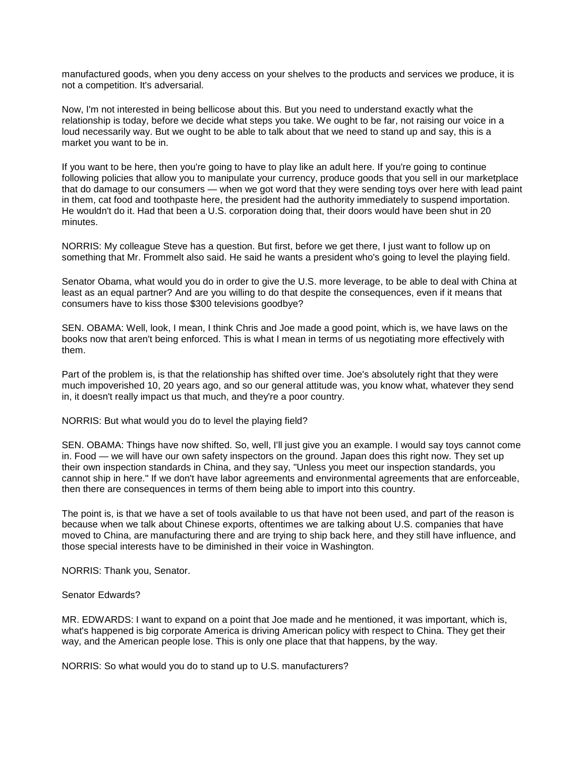manufactured goods, when you deny access on your shelves to the products and services we produce, it is not a competition. It's adversarial.

Now, I'm not interested in being bellicose about this. But you need to understand exactly what the relationship is today, before we decide what steps you take. We ought to be far, not raising our voice in a loud necessarily way. But we ought to be able to talk about that we need to stand up and say, this is a market you want to be in.

If you want to be here, then you're going to have to play like an adult here. If you're going to continue following policies that allow you to manipulate your currency, produce goods that you sell in our marketplace that do damage to our consumers — when we got word that they were sending toys over here with lead paint in them, cat food and toothpaste here, the president had the authority immediately to suspend importation. He wouldn't do it. Had that been a U.S. corporation doing that, their doors would have been shut in 20 minutes.

NORRIS: My colleague Steve has a question. But first, before we get there, I just want to follow up on something that Mr. Frommelt also said. He said he wants a president who's going to level the playing field.

Senator Obama, what would you do in order to give the U.S. more leverage, to be able to deal with China at least as an equal partner? And are you willing to do that despite the consequences, even if it means that consumers have to kiss those $300 televisions goodbye?

SEN. OBAMA: Well, look, I mean, I think Chris and Joe made a good point, which is, we have laws on the books now that aren't being enforced. This is what I mean in terms of us negotiating more effectively with them.

Part of the problem is, is that the relationship has shifted over time. Joe's absolutely right that they were much impoverished 10, 20 years ago, and so our general attitude was, you know what, whatever they send in, it doesn't really impact us that much, and they're a poor country.

NORRIS: But what would you do to level the playing field?

SEN. OBAMA: Things have now shifted. So, well, I'll just give you an example. I would say toys cannot come in. Food — we will have our own safety inspectors on the ground. Japan does this right now. They set up their own inspection standards in China, and they say, "Unless you meet our inspection standards, you cannot ship in here." If we don't have labor agreements and environmental agreements that are enforceable, then there are consequences in terms of them being able to import into this country.

The point is, is that we have a set of tools available to us that have not been used, and part of the reason is because when we talk about Chinese exports, oftentimes we are talking about U.S. companies that have moved to China, are manufacturing there and are trying to ship back here, and they still have influence, and those special interests have to be diminished in their voice in Washington.

NORRIS: Thank you, Senator.

Senator Edwards?

MR. EDWARDS: I want to expand on a point that Joe made and he mentioned, it was important, which is, what's happened is big corporate America is driving American policy with respect to China. They get their way, and the American people lose. This is only one place that that happens, by the way.

NORRIS: So what would you do to stand up to U.S. manufacturers?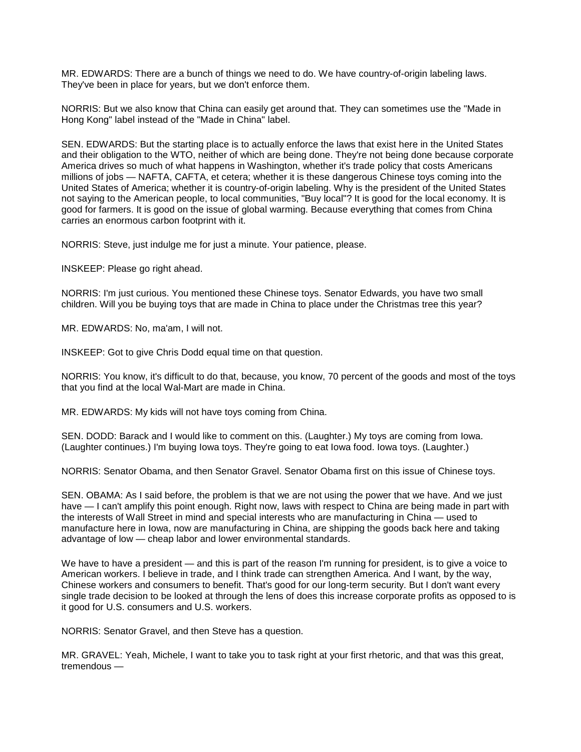MR. EDWARDS: There are a bunch of things we need to do. We have country-of-origin labeling laws. They've been in place for years, but we don't enforce them.

NORRIS: But we also know that China can easily get around that. They can sometimes use the "Made in Hong Kong" label instead of the "Made in China" label.

SEN. EDWARDS: But the starting place is to actually enforce the laws that exist here in the United States and their obligation to the WTO, neither of which are being done. They're not being done because corporate America drives so much of what happens in Washington, whether it's trade policy that costs Americans millions of jobs — NAFTA, CAFTA, et cetera; whether it is these dangerous Chinese toys coming into the United States of America; whether it is country-of-origin labeling. Why is the president of the United States not saying to the American people, to local communities, "Buy local"? It is good for the local economy. It is good for farmers. It is good on the issue of global warming. Because everything that comes from China carries an enormous carbon footprint with it.

NORRIS: Steve, just indulge me for just a minute. Your patience, please.

INSKEEP: Please go right ahead.

NORRIS: I'm just curious. You mentioned these Chinese toys. Senator Edwards, you have two small children. Will you be buying toys that are made in China to place under the Christmas tree this year?

MR. EDWARDS: No, ma'am, I will not.

INSKEEP: Got to give Chris Dodd equal time on that question.

NORRIS: You know, it's difficult to do that, because, you know, 70 percent of the goods and most of the toys that you find at the local Wal-Mart are made in China.

MR. EDWARDS: My kids will not have toys coming from China.

SEN. DODD: Barack and I would like to comment on this. (Laughter.) My toys are coming from Iowa. (Laughter continues.) I'm buying Iowa toys. They're going to eat Iowa food. Iowa toys. (Laughter.)

NORRIS: Senator Obama, and then Senator Gravel. Senator Obama first on this issue of Chinese toys.

SEN. OBAMA: As I said before, the problem is that we are not using the power that we have. And we just have — I can't amplify this point enough. Right now, laws with respect to China are being made in part with the interests of Wall Street in mind and special interests who are manufacturing in China — used to manufacture here in Iowa, now are manufacturing in China, are shipping the goods back here and taking advantage of low — cheap labor and lower environmental standards.

We have to have a president — and this is part of the reason I'm running for president, is to give a voice to American workers. I believe in trade, and I think trade can strengthen America. And I want, by the way, Chinese workers and consumers to benefit. That's good for our long-term security. But I don't want every single trade decision to be looked at through the lens of does this increase corporate profits as opposed to is it good for U.S. consumers and U.S. workers.

NORRIS: Senator Gravel, and then Steve has a question.

MR. GRAVEL: Yeah, Michele, I want to take you to task right at your first rhetoric, and that was this great, tremendous —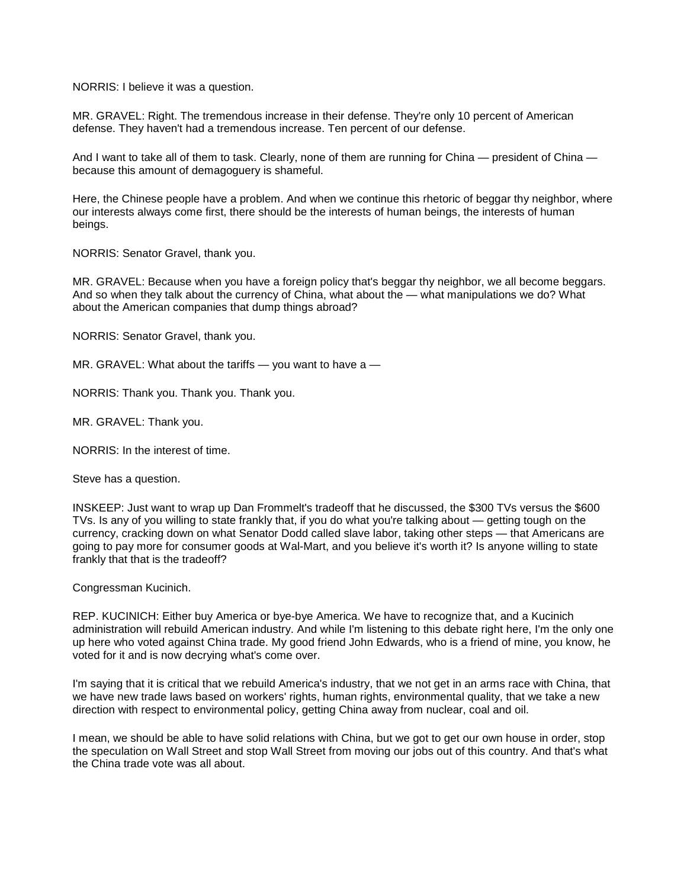NORRIS: I believe it was a question.

MR. GRAVEL: Right. The tremendous increase in their defense. They're only 10 percent of American defense. They haven't had a tremendous increase. Ten percent of our defense.

And I want to take all of them to task. Clearly, none of them are running for China — president of China — because this amount of demagoguery is shameful.

Here, the Chinese people have a problem. And when we continue this rhetoric of beggar thy neighbor, where our interests always come first, there should be the interests of human beings, the interests of human beings.

NORRIS: Senator Gravel, thank you.

MR. GRAVEL: Because when you have a foreign policy that's beggar thy neighbor, we all become beggars. And so when they talk about the currency of China, what about the — what manipulations we do? What about the American companies that dump things abroad?

NORRIS: Senator Gravel, thank you.

MR. GRAVEL: What about the tariffs — you want to have a —

NORRIS: Thank you. Thank you. Thank you.

MR. GRAVEL: Thank you.

NORRIS: In the interest of time.

Steve has a question.

INSKEEP: Just want to wrap up Dan Frommelt's tradeoff that he discussed, the $300 TVs versus the $600 TVs. Is any of you willing to state frankly that, if you do what you're talking about — getting tough on the currency, cracking down on what Senator Dodd called slave labor, taking other steps — that Americans are going to pay more for consumer goods at Wal-Mart, and you believe it's worth it? Is anyone willing to state frankly that that is the tradeoff?

Congressman Kucinich.

REP. KUCINICH: Either buy America or bye-bye America. We have to recognize that, and a Kucinich administration will rebuild American industry. And while I'm listening to this debate right here, I'm the only one up here who voted against China trade. My good friend John Edwards, who is a friend of mine, you know, he voted for it and is now decrying what's come over.

I'm saying that it is critical that we rebuild America's industry, that we not get in an arms race with China, that we have new trade laws based on workers' rights, human rights, environmental quality, that we take a new direction with respect to environmental policy, getting China away from nuclear, coal and oil.

I mean, we should be able to have solid relations with China, but we got to get our own house in order, stop the speculation on Wall Street and stop Wall Street from moving our jobs out of this country. And that's what the China trade vote was all about.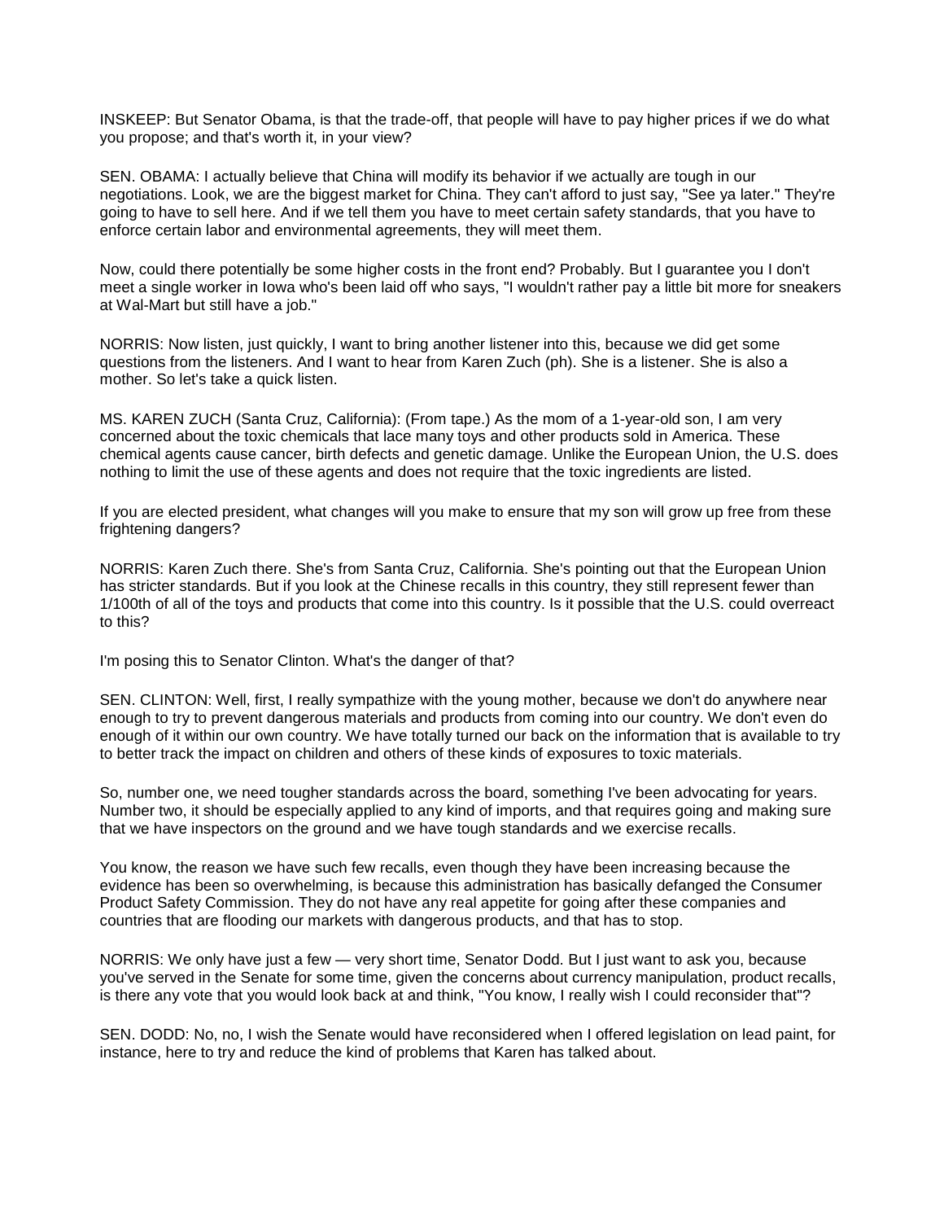INSKEEP: But Senator Obama, is that the trade-off, that people will have to pay higher prices if we do what you propose; and that's worth it, in your view?

SEN. OBAMA: I actually believe that China will modify its behavior if we actually are tough in our negotiations. Look, we are the biggest market for China. They can't afford to just say, "See ya later." They're going to have to sell here. And if we tell them you have to meet certain safety standards, that you have to enforce certain labor and environmental agreements, they will meet them.

Now, could there potentially be some higher costs in the front end? Probably. But I guarantee you I don't meet a single worker in Iowa who's been laid off who says, "I wouldn't rather pay a little bit more for sneakers at Wal-Mart but still have a job."

NORRIS: Now listen, just quickly, I want to bring another listener into this, because we did get some questions from the listeners. And I want to hear from Karen Zuch (ph). She is a listener. She is also a mother. So let's take a quick listen.

MS. KAREN ZUCH (Santa Cruz, California): (From tape.) As the mom of a 1-year-old son, I am very concerned about the toxic chemicals that lace many toys and other products sold in America. These chemical agents cause cancer, birth defects and genetic damage. Unlike the European Union, the U.S. does nothing to limit the use of these agents and does not require that the toxic ingredients are listed.

If you are elected president, what changes will you make to ensure that my son will grow up free from these frightening dangers?

NORRIS: Karen Zuch there. She's from Santa Cruz, California. She's pointing out that the European Union has stricter standards. But if you look at the Chinese recalls in this country, they still represent fewer than 1/100th of all of the toys and products that come into this country. Is it possible that the U.S. could overreact to this?

I'm posing this to Senator Clinton. What's the danger of that?

SEN. CLINTON: Well, first, I really sympathize with the young mother, because we don't do anywhere near enough to try to prevent dangerous materials and products from coming into our country. We don't even do enough of it within our own country. We have totally turned our back on the information that is available to try to better track the impact on children and others of these kinds of exposures to toxic materials.

So, number one, we need tougher standards across the board, something I've been advocating for years. Number two, it should be especially applied to any kind of imports, and that requires going and making sure that we have inspectors on the ground and we have tough standards and we exercise recalls.

You know, the reason we have such few recalls, even though they have been increasing because the evidence has been so overwhelming, is because this administration has basically defanged the Consumer Product Safety Commission. They do not have any real appetite for going after these companies and countries that are flooding our markets with dangerous products, and that has to stop.

NORRIS: We only have just a few — very short time, Senator Dodd. But I just want to ask you, because you've served in the Senate for some time, given the concerns about currency manipulation, product recalls, is there any vote that you would look back at and think, "You know, I really wish I could reconsider that"?

SEN. DODD: No, no, I wish the Senate would have reconsidered when I offered legislation on lead paint, for instance, here to try and reduce the kind of problems that Karen has talked about.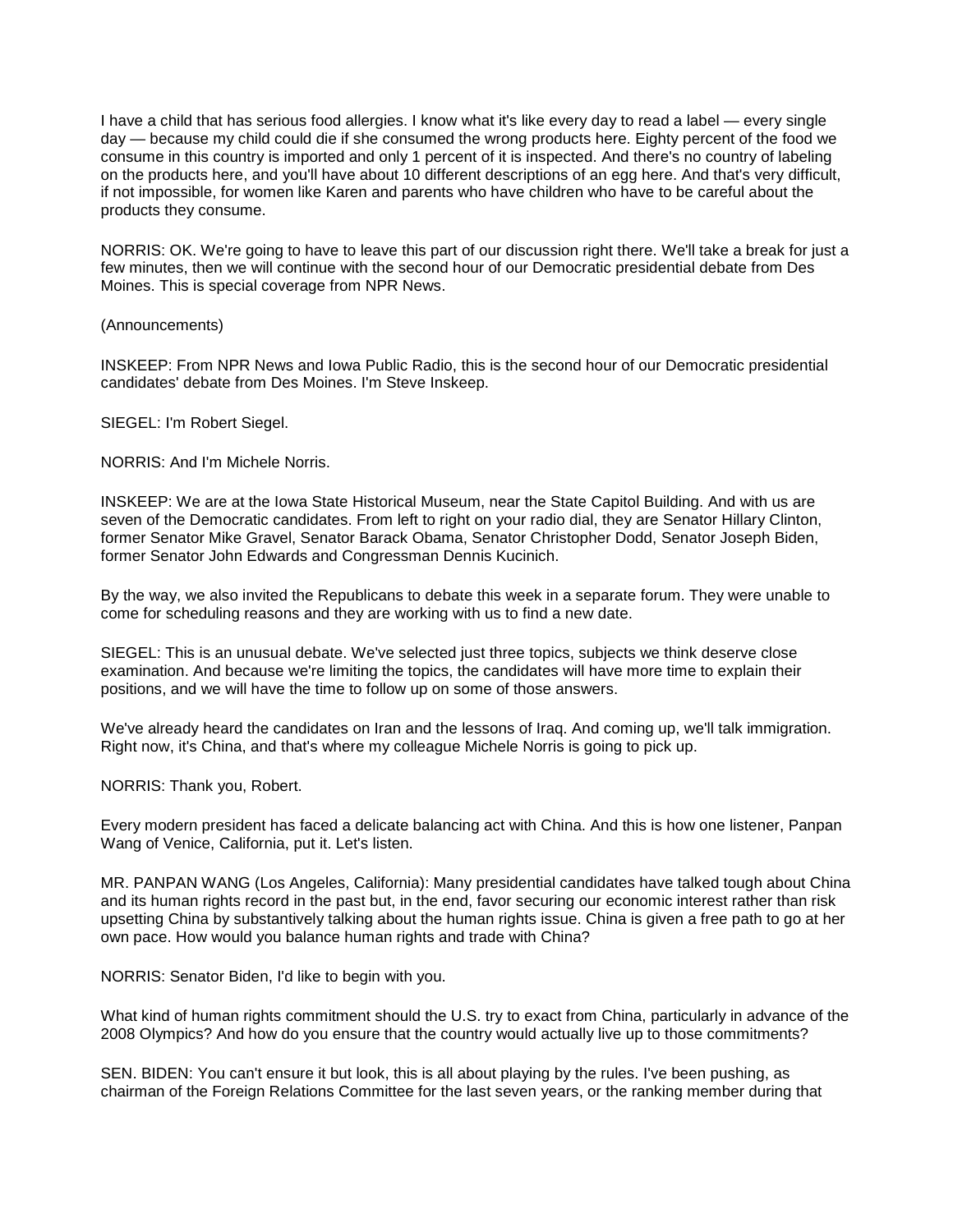I have a child that has serious food allergies. I know what it's like every day to read a label — every single day — because my child could die if she consumed the wrong products here. Eighty percent of the food we consume in this country is imported and only 1 percent of it is inspected. And there's no country of labeling on the products here, and you'll have about 10 different descriptions of an egg here. And that's very difficult, if not impossible, for women like Karen and parents who have children who have to be careful about the products they consume.

NORRIS: OK. We're going to have to leave this part of our discussion right there. We'll take a break for just a few minutes, then we will continue with the second hour of our Democratic presidential debate from Des Moines. This is special coverage from NPR News.

(Announcements)

INSKEEP: From NPR News and Iowa Public Radio, this is the second hour of our Democratic presidential candidates' debate from Des Moines. I'm Steve Inskeep.

SIEGEL: I'm Robert Siegel.

NORRIS: And I'm Michele Norris.

INSKEEP: We are at the Iowa State Historical Museum, near the State Capitol Building. And with us are seven of the Democratic candidates. From left to right on your radio dial, they are Senator Hillary Clinton, former Senator Mike Gravel, Senator Barack Obama, Senator Christopher Dodd, Senator Joseph Biden, former Senator John Edwards and Congressman Dennis Kucinich.

By the way, we also invited the Republicans to debate this week in a separate forum. They were unable to come for scheduling reasons and they are working with us to find a new date.

SIEGEL: This is an unusual debate. We've selected just three topics, subjects we think deserve close examination. And because we're limiting the topics, the candidates will have more time to explain their positions, and we will have the time to follow up on some of those answers.

We've already heard the candidates on Iran and the lessons of Iraq. And coming up, we'll talk immigration. Right now, it's China, and that's where my colleague Michele Norris is going to pick up.

NORRIS: Thank you, Robert.

Every modern president has faced a delicate balancing act with China. And this is how one listener, Panpan Wang of Venice, California, put it. Let's listen.

MR. PANPAN WANG (Los Angeles, California): Many presidential candidates have talked tough about China and its human rights record in the past but, in the end, favor securing our economic interest rather than risk upsetting China by substantively talking about the human rights issue. China is given a free path to go at her own pace. How would you balance human rights and trade with China?

NORRIS: Senator Biden, I'd like to begin with you.

What kind of human rights commitment should the U.S. try to exact from China, particularly in advance of the 2008 Olympics? And how do you ensure that the country would actually live up to those commitments?

SEN. BIDEN: You can't ensure it but look, this is all about playing by the rules. I've been pushing, as chairman of the Foreign Relations Committee for the last seven years, or the ranking member during that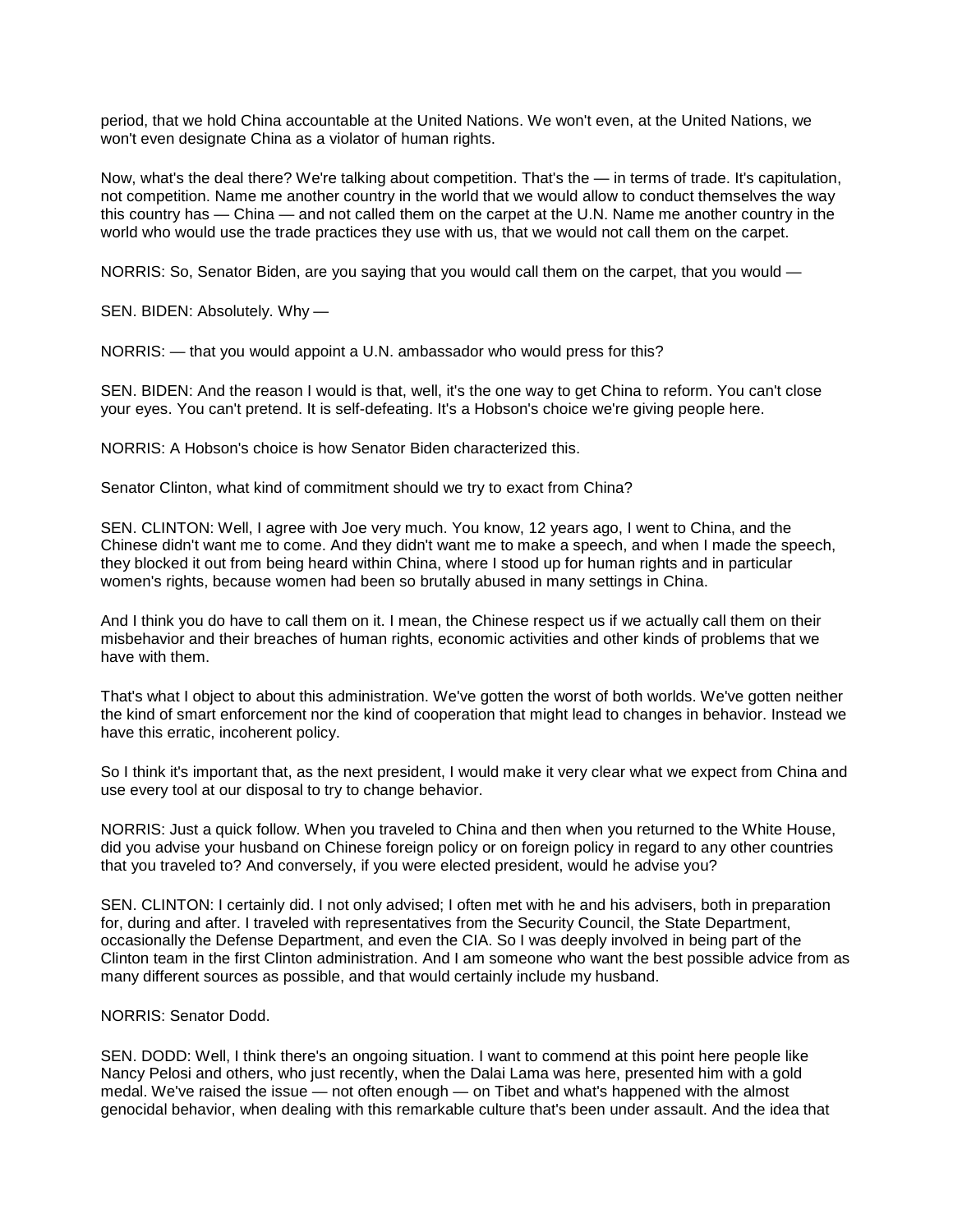period, that we hold China accountable at the United Nations. We won't even, at the United Nations, we won't even designate China as a violator of human rights.

Now, what's the deal there? We're talking about competition. That's the — in terms of trade. It's capitulation, not competition. Name me another country in the world that we would allow to conduct themselves the way this country has — China — and not called them on the carpet at the U.N. Name me another country in the world who would use the trade practices they use with us, that we would not call them on the carpet.

NORRIS: So, Senator Biden, are you saying that you would call them on the carpet, that you would —

SEN. BIDEN: Absolutely. Why —

NORRIS: — that you would appoint a U.N. ambassador who would press for this?

SEN. BIDEN: And the reason I would is that, well, it's the one way to get China to reform. You can't close your eyes. You can't pretend. It is self-defeating. It's a Hobson's choice we're giving people here.

NORRIS: A Hobson's choice is how Senator Biden characterized this.

Senator Clinton, what kind of commitment should we try to exact from China?

SEN. CLINTON: Well, I agree with Joe very much. You know, 12 years ago, I went to China, and the Chinese didn't want me to come. And they didn't want me to make a speech, and when I made the speech, they blocked it out from being heard within China, where I stood up for human rights and in particular women's rights, because women had been so brutally abused in many settings in China.

And I think you do have to call them on it. I mean, the Chinese respect us if we actually call them on their misbehavior and their breaches of human rights, economic activities and other kinds of problems that we have with them.

That's what I object to about this administration. We've gotten the worst of both worlds. We've gotten neither the kind of smart enforcement nor the kind of cooperation that might lead to changes in behavior. Instead we have this erratic, incoherent policy.

So I think it's important that, as the next president, I would make it very clear what we expect from China and use every tool at our disposal to try to change behavior.

NORRIS: Just a quick follow. When you traveled to China and then when you returned to the White House, did you advise your husband on Chinese foreign policy or on foreign policy in regard to any other countries that you traveled to? And conversely, if you were elected president, would he advise you?

SEN. CLINTON: I certainly did. I not only advised; I often met with he and his advisers, both in preparation for, during and after. I traveled with representatives from the Security Council, the State Department, occasionally the Defense Department, and even the CIA. So I was deeply involved in being part of the Clinton team in the first Clinton administration. And I am someone who want the best possible advice from as many different sources as possible, and that would certainly include my husband.

NORRIS: Senator Dodd.

SEN. DODD: Well, I think there's an ongoing situation. I want to commend at this point here people like Nancy Pelosi and others, who just recently, when the Dalai Lama was here, presented him with a gold medal. We've raised the issue — not often enough — on Tibet and what's happened with the almost genocidal behavior, when dealing with this remarkable culture that's been under assault. And the idea that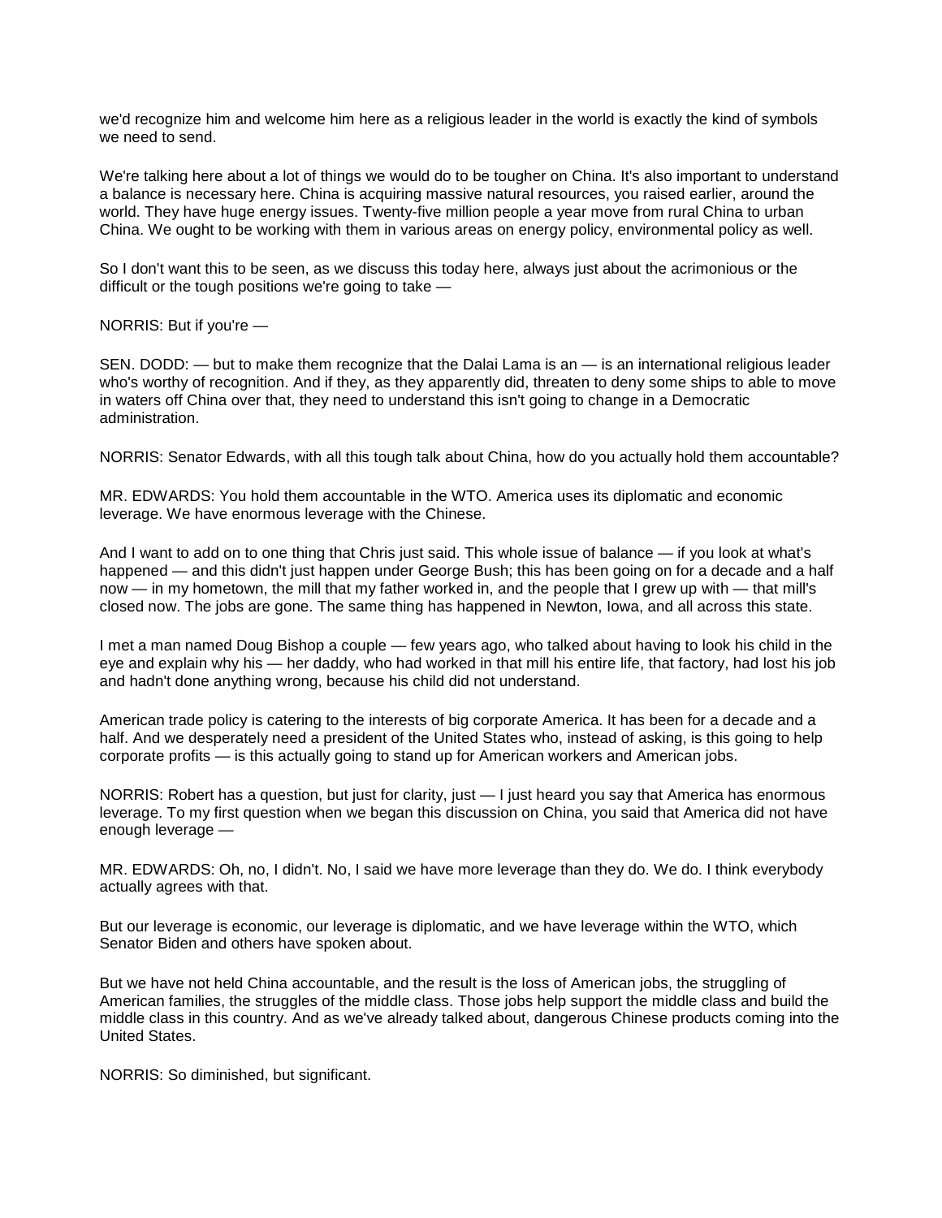we'd recognize him and welcome him here as a religious leader in the world is exactly the kind of symbols we need to send.

We're talking here about a lot of things we would do to be tougher on China. It's also important to understand a balance is necessary here. China is acquiring massive natural resources, you raised earlier, around the world. They have huge energy issues. Twenty-five million people a year move from rural China to urban China. We ought to be working with them in various areas on energy policy, environmental policy as well.

So I don't want this to be seen, as we discuss this today here, always just about the acrimonious or the difficult or the tough positions we're going to take —

NORRIS: But if you're —

SEN. DODD: — but to make them recognize that the Dalai Lama is an — is an international religious leader who's worthy of recognition. And if they, as they apparently did, threaten to deny some ships to able to move in waters off China over that, they need to understand this isn't going to change in a Democratic administration.

NORRIS: Senator Edwards, with all this tough talk about China, how do you actually hold them accountable?

MR. EDWARDS: You hold them accountable in the WTO. America uses its diplomatic and economic leverage. We have enormous leverage with the Chinese.

And I want to add on to one thing that Chris just said. This whole issue of balance — if you look at what's happened — and this didn't just happen under George Bush; this has been going on for a decade and a half now — in my hometown, the mill that my father worked in, and the people that I grew up with — that mill's closed now. The jobs are gone. The same thing has happened in Newton, Iowa, and all across this state.

I met a man named Doug Bishop a couple — few years ago, who talked about having to look his child in the eye and explain why his — her daddy, who had worked in that mill his entire life, that factory, had lost his job and hadn't done anything wrong, because his child did not understand.

American trade policy is catering to the interests of big corporate America. It has been for a decade and a half. And we desperately need a president of the United States who, instead of asking, is this going to help corporate profits — is this actually going to stand up for American workers and American jobs.

NORRIS: Robert has a question, but just for clarity, just — I just heard you say that America has enormous leverage. To my first question when we began this discussion on China, you said that America did not have enough leverage —

MR. EDWARDS: Oh, no, I didn't. No, I said we have more leverage than they do. We do. I think everybody actually agrees with that.

But our leverage is economic, our leverage is diplomatic, and we have leverage within the WTO, which Senator Biden and others have spoken about.

But we have not held China accountable, and the result is the loss of American jobs, the struggling of American families, the struggles of the middle class. Those jobs help support the middle class and build the middle class in this country. And as we've already talked about, dangerous Chinese products coming into the United States.

NORRIS: So diminished, but significant.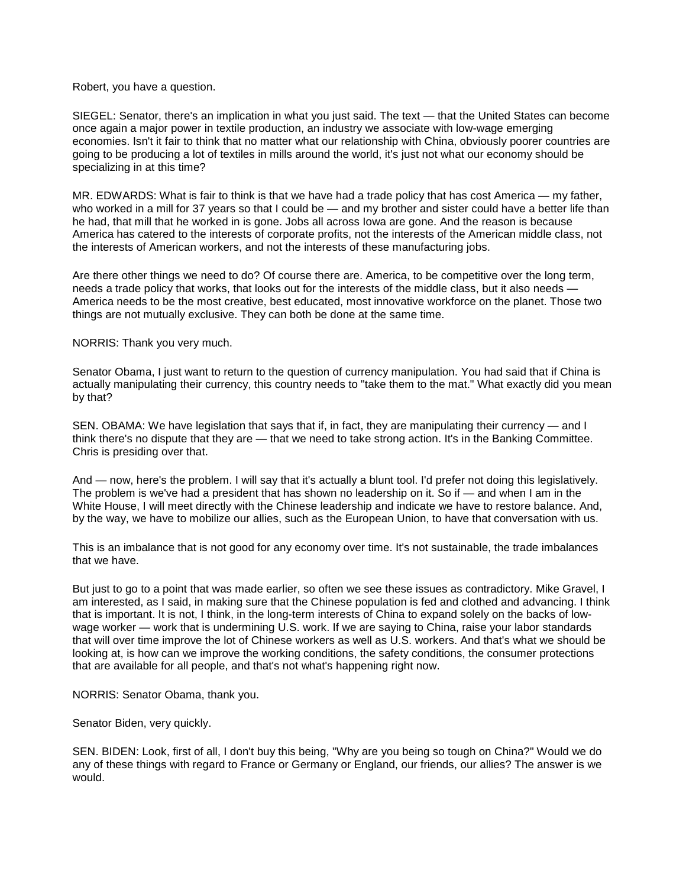Robert, you have a question.

SIEGEL: Senator, there's an implication in what you just said. The text — that the United States can become once again a major power in textile production, an industry we associate with low-wage emerging economies. Isn't it fair to think that no matter what our relationship with China, obviously poorer countries are going to be producing a lot of textiles in mills around the world, it's just not what our economy should be specializing in at this time?

MR. EDWARDS: What is fair to think is that we have had a trade policy that has cost America — my father, who worked in a mill for 37 years so that I could be — and my brother and sister could have a better life than he had, that mill that he worked in is gone. Jobs all across Iowa are gone. And the reason is because America has catered to the interests of corporate profits, not the interests of the American middle class, not the interests of American workers, and not the interests of these manufacturing jobs.

Are there other things we need to do? Of course there are. America, to be competitive over the long term, needs a trade policy that works, that looks out for the interests of the middle class, but it also needs — America needs to be the most creative, best educated, most innovative workforce on the planet. Those two things are not mutually exclusive. They can both be done at the same time.

NORRIS: Thank you very much.

Senator Obama, I just want to return to the question of currency manipulation. You had said that if China is actually manipulating their currency, this country needs to "take them to the mat." What exactly did you mean by that?

SEN. OBAMA: We have legislation that says that if, in fact, they are manipulating their currency — and I think there's no dispute that they are — that we need to take strong action. It's in the Banking Committee. Chris is presiding over that.

And — now, here's the problem. I will say that it's actually a blunt tool. I'd prefer not doing this legislatively. The problem is we've had a president that has shown no leadership on it. So if — and when I am in the White House, I will meet directly with the Chinese leadership and indicate we have to restore balance. And, by the way, we have to mobilize our allies, such as the European Union, to have that conversation with us.

This is an imbalance that is not good for any economy over time. It's not sustainable, the trade imbalances that we have.

But just to go to a point that was made earlier, so often we see these issues as contradictory. Mike Gravel, I am interested, as I said, in making sure that the Chinese population is fed and clothed and advancing. I think that is important. It is not, I think, in the long-term interests of China to expand solely on the backs of low-wage worker — work that is undermining U.S. work. If we are saying to China, raise your labor standards that will over time improve the lot of Chinese workers as well as U.S. workers. And that's what we should be looking at, is how can we improve the working conditions, the safety conditions, the consumer protections that are available for all people, and that's not what's happening right now.

NORRIS: Senator Obama, thank you.

Senator Biden, very quickly.

SEN. BIDEN: Look, first of all, I don't buy this being, "Why are you being so tough on China?" Would we do any of these things with regard to France or Germany or England, our friends, our allies? The answer is we would.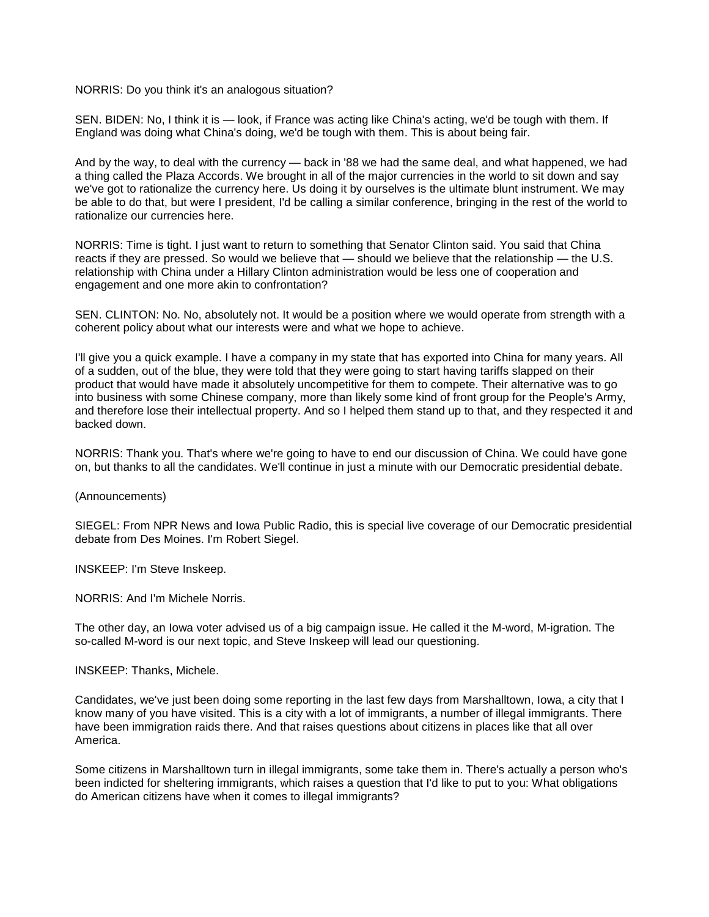NORRIS: Do you think it's an analogous situation?

SEN. BIDEN: No, I think it is — look, if France was acting like China's acting, we'd be tough with them. If England was doing what China's doing, we'd be tough with them. This is about being fair.

And by the way, to deal with the currency — back in '88 we had the same deal, and what happened, we had a thing called the Plaza Accords. We brought in all of the major currencies in the world to sit down and say we've got to rationalize the currency here. Us doing it by ourselves is the ultimate blunt instrument. We may be able to do that, but were I president, I'd be calling a similar conference, bringing in the rest of the world to rationalize our currencies here.

NORRIS: Time is tight. I just want to return to something that Senator Clinton said. You said that China reacts if they are pressed. So would we believe that — should we believe that the relationship — the U.S. relationship with China under a Hillary Clinton administration would be less one of cooperation and engagement and one more akin to confrontation?

SEN. CLINTON: No. No, absolutely not. It would be a position where we would operate from strength with a coherent policy about what our interests were and what we hope to achieve.

I'll give you a quick example. I have a company in my state that has exported into China for many years. All of a sudden, out of the blue, they were told that they were going to start having tariffs slapped on their product that would have made it absolutely uncompetitive for them to compete. Their alternative was to go into business with some Chinese company, more than likely some kind of front group for the People's Army, and therefore lose their intellectual property. And so I helped them stand up to that, and they respected it and backed down.

NORRIS: Thank you. That's where we're going to have to end our discussion of China. We could have gone on, but thanks to all the candidates. We'll continue in just a minute with our Democratic presidential debate.

(Announcements)

SIEGEL: From NPR News and Iowa Public Radio, this is special live coverage of our Democratic presidential debate from Des Moines. I'm Robert Siegel.

INSKEEP: I'm Steve Inskeep.

NORRIS: And I'm Michele Norris.

The other day, an Iowa voter advised us of a big campaign issue. He called it the M-word, M-igration. The so-called M-word is our next topic, and Steve Inskeep will lead our questioning.

INSKEEP: Thanks, Michele.

Candidates, we've just been doing some reporting in the last few days from Marshalltown, Iowa, a city that I know many of you have visited. This is a city with a lot of immigrants, a number of illegal immigrants. There have been immigration raids there. And that raises questions about citizens in places like that all over America.

Some citizens in Marshalltown turn in illegal immigrants, some take them in. There's actually a person who's been indicted for sheltering immigrants, which raises a question that I'd like to put to you: What obligations do American citizens have when it comes to illegal immigrants?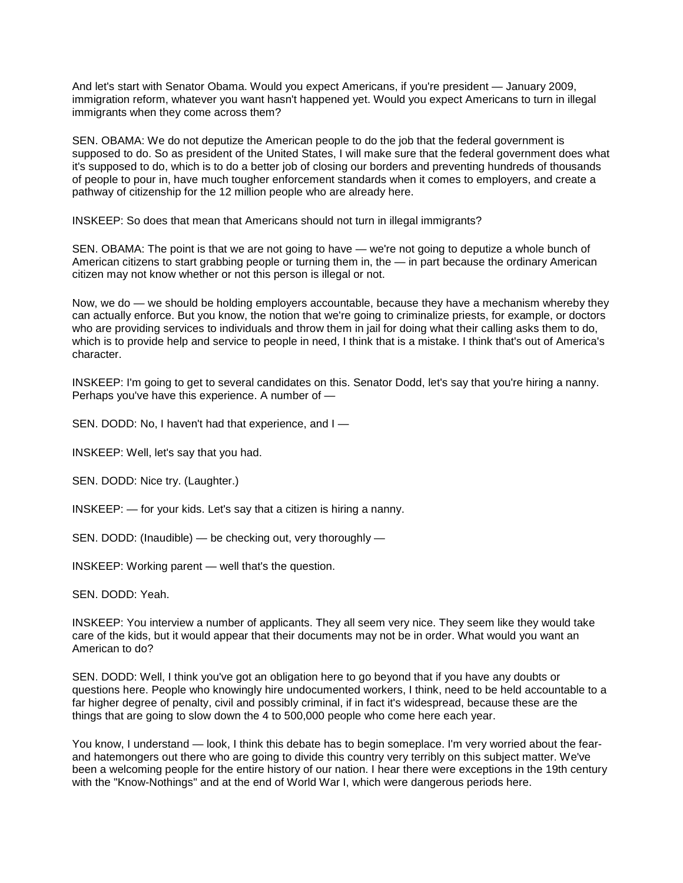And let's start with Senator Obama. Would you expect Americans, if you're president — January 2009, immigration reform, whatever you want hasn't happened yet. Would you expect Americans to turn in illegal immigrants when they come across them?

SEN. OBAMA: We do not deputize the American people to do the job that the federal government is supposed to do. So as president of the United States, I will make sure that the federal government does what it's supposed to do, which is to do a better job of closing our borders and preventing hundreds of thousands of people to pour in, have much tougher enforcement standards when it comes to employers, and create a pathway of citizenship for the 12 million people who are already here.

INSKEEP: So does that mean that Americans should not turn in illegal immigrants?

SEN. OBAMA: The point is that we are not going to have — we're not going to deputize a whole bunch of American citizens to start grabbing people or turning them in, the — in part because the ordinary American citizen may not know whether or not this person is illegal or not.

Now, we do — we should be holding employers accountable, because they have a mechanism whereby they can actually enforce. But you know, the notion that we're going to criminalize priests, for example, or doctors who are providing services to individuals and throw them in jail for doing what their calling asks them to do, which is to provide help and service to people in need, I think that is a mistake. I think that's out of America's character.

INSKEEP: I'm going to get to several candidates on this. Senator Dodd, let's say that you're hiring a nanny. Perhaps you've have this experience. A number of —

SEN. DODD: No, I haven't had that experience, and I —

INSKEEP: Well, let's say that you had.

SEN. DODD: Nice try. (Laughter.)

INSKEEP: — for your kids. Let's say that a citizen is hiring a nanny.

SEN. DODD: (Inaudible) — be checking out, very thoroughly —

INSKEEP: Working parent — well that's the question.

SEN. DODD: Yeah.

INSKEEP: You interview a number of applicants. They all seem very nice. They seem like they would take care of the kids, but it would appear that their documents may not be in order. What would you want an American to do?

SEN. DODD: Well, I think you've got an obligation here to go beyond that if you have any doubts or questions here. People who knowingly hire undocumented workers, I think, need to be held accountable to a far higher degree of penalty, civil and possibly criminal, if in fact it's widespread, because these are the things that are going to slow down the 4 to 500,000 people who come here each year.

You know, I understand — look, I think this debate has to begin someplace. I'm very worried about the fear- and hatemongers out there who are going to divide this country very terribly on this subject matter. We've been a welcoming people for the entire history of our nation. I hear there were exceptions in the 19th century with the "Know-Nothings" and at the end of World War I, which were dangerous periods here.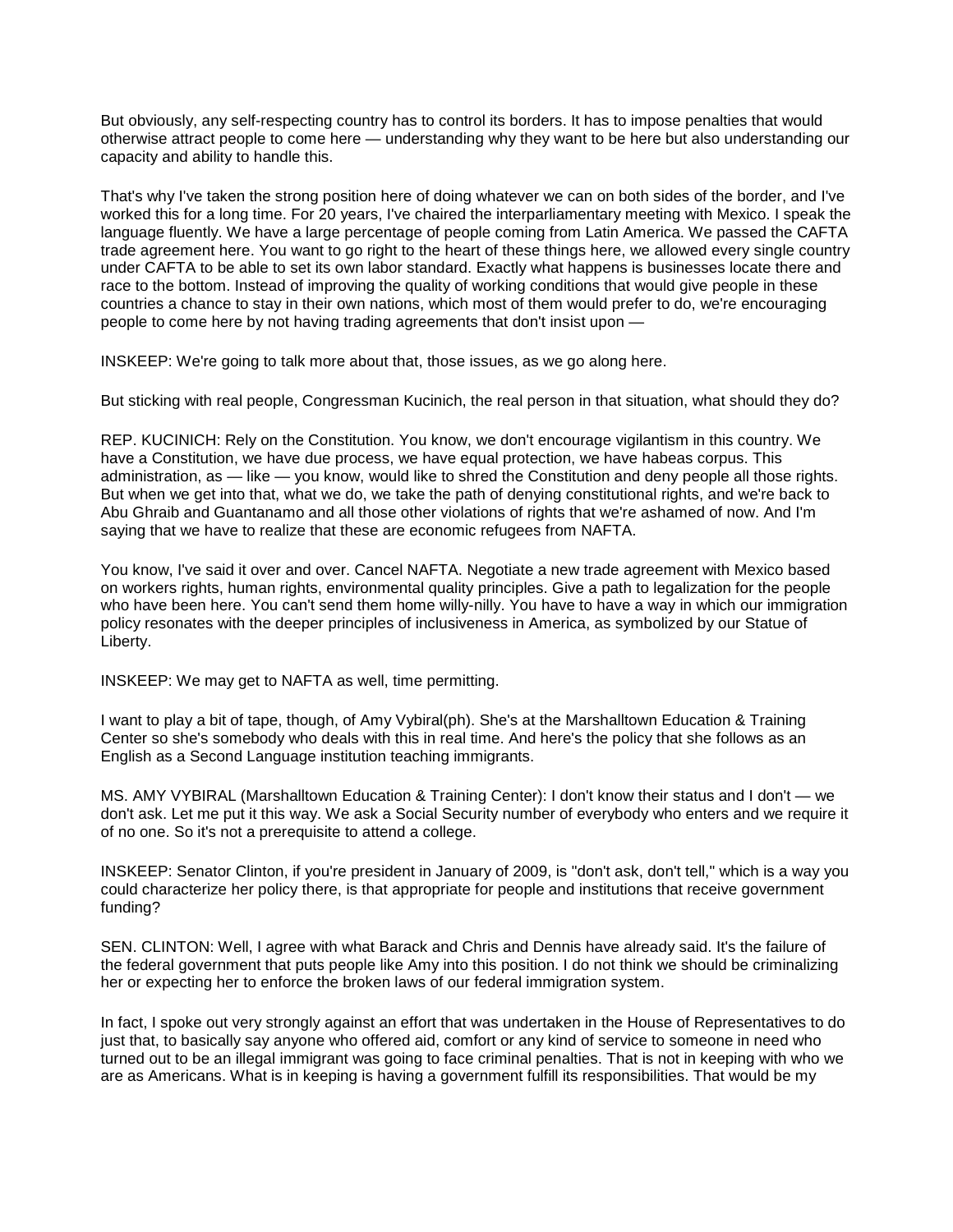But obviously, any self-respecting country has to control its borders. It has to impose penalties that would otherwise attract people to come here — understanding why they want to be here but also understanding our capacity and ability to handle this.

That's why I've taken the strong position here of doing whatever we can on both sides of the border, and I've worked this for a long time. For 20 years, I've chaired the interparliamentary meeting with Mexico. I speak the language fluently. We have a large percentage of people coming from Latin America. We passed the CAFTA trade agreement here. You want to go right to the heart of these things here, we allowed every single country under CAFTA to be able to set its own labor standard. Exactly what happens is businesses locate there and race to the bottom. Instead of improving the quality of working conditions that would give people in these countries a chance to stay in their own nations, which most of them would prefer to do, we're encouraging people to come here by not having trading agreements that don't insist upon —

INSKEEP: We're going to talk more about that, those issues, as we go along here.

But sticking with real people, Congressman Kucinich, the real person in that situation, what should they do?

REP. KUCINICH: Rely on the Constitution. You know, we don't encourage vigilantism in this country. We have a Constitution, we have due process, we have equal protection, we have habeas corpus. This administration, as — like — you know, would like to shred the Constitution and deny people all those rights. But when we get into that, what we do, we take the path of denying constitutional rights, and we're back to Abu Ghraib and Guantanamo and all those other violations of rights that we're ashamed of now. And I'm saying that we have to realize that these are economic refugees from NAFTA.

You know, I've said it over and over. Cancel NAFTA. Negotiate a new trade agreement with Mexico based on workers rights, human rights, environmental quality principles. Give a path to legalization for the people who have been here. You can't send them home willy-nilly. You have to have a way in which our immigration policy resonates with the deeper principles of inclusiveness in America, as symbolized by our Statue of Liberty.

INSKEEP: We may get to NAFTA as well, time permitting.

I want to play a bit of tape, though, of Amy Vybiral(ph). She's at the Marshalltown Education & Training Center so she's somebody who deals with this in real time. And here's the policy that she follows as an English as a Second Language institution teaching immigrants.

MS. AMY VYBIRAL (Marshalltown Education & Training Center): I don't know their status and I don't — we don't ask. Let me put it this way. We ask a Social Security number of everybody who enters and we require it of no one. So it's not a prerequisite to attend a college.

INSKEEP: Senator Clinton, if you're president in January of 2009, is "don't ask, don't tell," which is a way you could characterize her policy there, is that appropriate for people and institutions that receive government funding?

SEN. CLINTON: Well, I agree with what Barack and Chris and Dennis have already said. It's the failure of the federal government that puts people like Amy into this position. I do not think we should be criminalizing her or expecting her to enforce the broken laws of our federal immigration system.

In fact, I spoke out very strongly against an effort that was undertaken in the House of Representatives to do just that, to basically say anyone who offered aid, comfort or any kind of service to someone in need who turned out to be an illegal immigrant was going to face criminal penalties. That is not in keeping with who we are as Americans. What is in keeping is having a government fulfill its responsibilities. That would be my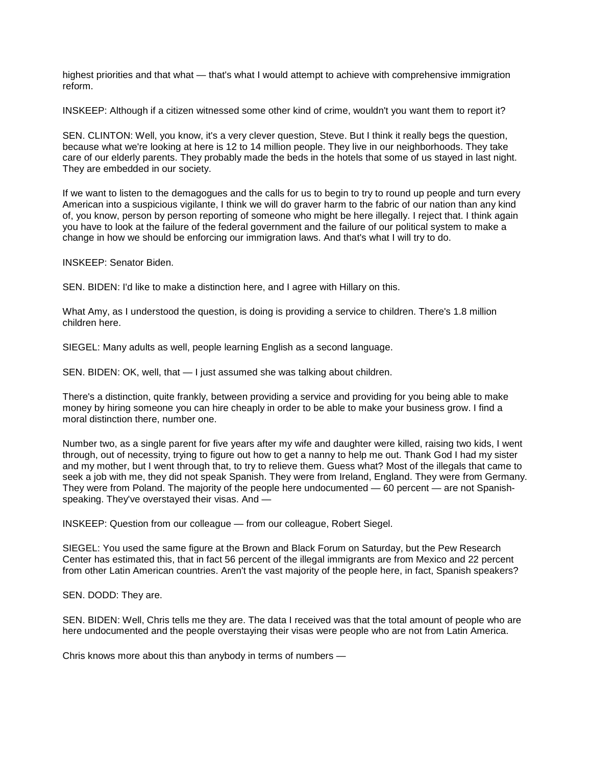highest priorities and that what — that's what I would attempt to achieve with comprehensive immigration reform.

INSKEEP: Although if a citizen witnessed some other kind of crime, wouldn't you want them to report it?

SEN. CLINTON: Well, you know, it's a very clever question, Steve. But I think it really begs the question, because what we're looking at here is 12 to 14 million people. They live in our neighborhoods. They take care of our elderly parents. They probably made the beds in the hotels that some of us stayed in last night. They are embedded in our society.

If we want to listen to the demagogues and the calls for us to begin to try to round up people and turn every American into a suspicious vigilante, I think we will do graver harm to the fabric of our nation than any kind of, you know, person by person reporting of someone who might be here illegally. I reject that. I think again you have to look at the failure of the federal government and the failure of our political system to make a change in how we should be enforcing our immigration laws. And that's what I will try to do.

INSKEEP: Senator Biden.

SEN. BIDEN: I'd like to make a distinction here, and I agree with Hillary on this.

What Amy, as I understood the question, is doing is providing a service to children. There's 1.8 million children here.

SIEGEL: Many adults as well, people learning English as a second language.

SEN. BIDEN: OK, well, that — I just assumed she was talking about children.

There's a distinction, quite frankly, between providing a service and providing for you being able to make money by hiring someone you can hire cheaply in order to be able to make your business grow. I find a moral distinction there, number one.

Number two, as a single parent for five years after my wife and daughter were killed, raising two kids, I went through, out of necessity, trying to figure out how to get a nanny to help me out. Thank God I had my sister and my mother, but I went through that, to try to relieve them. Guess what? Most of the illegals that came to seek a job with me, they did not speak Spanish. They were from Ireland, England. They were from Germany. They were from Poland. The majority of the people here undocumented — 60 percent — are not Spanish-speaking. They've overstayed their visas. And —

INSKEEP: Question from our colleague — from our colleague, Robert Siegel.

SIEGEL: You used the same figure at the Brown and Black Forum on Saturday, but the Pew Research Center has estimated this, that in fact 56 percent of the illegal immigrants are from Mexico and 22 percent from other Latin American countries. Aren't the vast majority of the people here, in fact, Spanish speakers?

SEN. DODD: They are.

SEN. BIDEN: Well, Chris tells me they are. The data I received was that the total amount of people who are here undocumented and the people overstaying their visas were people who are not from Latin America.

Chris knows more about this than anybody in terms of numbers —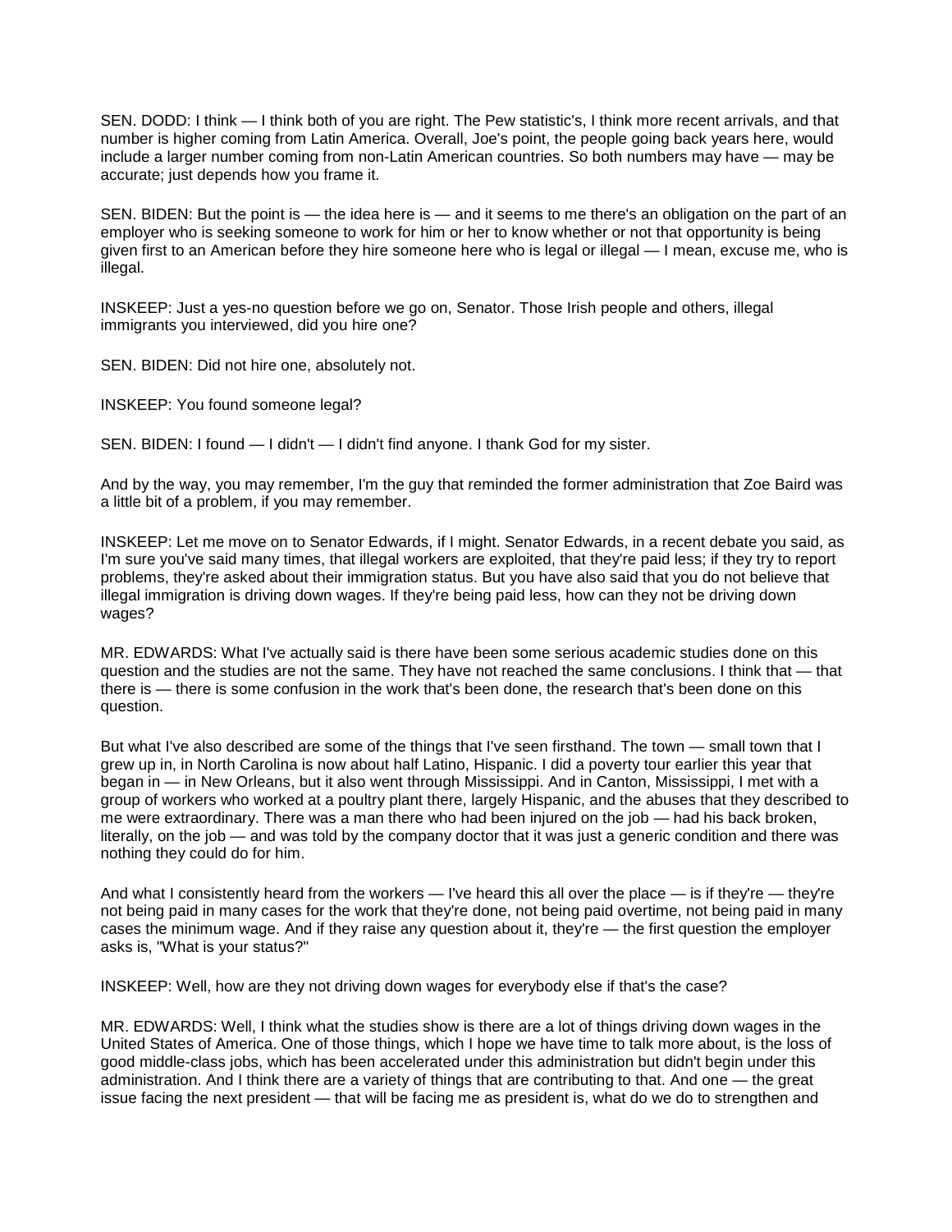SEN. DODD: I think — I think both of you are right. The Pew statistic's, I think more recent arrivals, and that number is higher coming from Latin America. Overall, Joe's point, the people going back years here, would include a larger number coming from non-Latin American countries. So both numbers may have — may be accurate; just depends how you frame it.

SEN. BIDEN: But the point is — the idea here is — and it seems to me there's an obligation on the part of an employer who is seeking someone to work for him or her to know whether or not that opportunity is being given first to an American before they hire someone here who is legal or illegal — I mean, excuse me, who is illegal.

INSKEEP: Just a yes-no question before we go on, Senator. Those Irish people and others, illegal immigrants you interviewed, did you hire one?

SEN. BIDEN: Did not hire one, absolutely not.

INSKEEP: You found someone legal?

SEN. BIDEN: I found — I didn't — I didn't find anyone. I thank God for my sister.

And by the way, you may remember, I'm the guy that reminded the former administration that Zoe Baird was a little bit of a problem, if you may remember.

INSKEEP: Let me move on to Senator Edwards, if I might. Senator Edwards, in a recent debate you said, as I'm sure you've said many times, that illegal workers are exploited, that they're paid less; if they try to report problems, they're asked about their immigration status. But you have also said that you do not believe that illegal immigration is driving down wages. If they're being paid less, how can they not be driving down wages?

MR. EDWARDS: What I've actually said is there have been some serious academic studies done on this question and the studies are not the same. They have not reached the same conclusions. I think that — that there is — there is some confusion in the work that's been done, the research that's been done on this question.

But what I've also described are some of the things that I've seen firsthand. The town — small town that I grew up in, in North Carolina is now about half Latino, Hispanic. I did a poverty tour earlier this year that began in — in New Orleans, but it also went through Mississippi. And in Canton, Mississippi, I met with a group of workers who worked at a poultry plant there, largely Hispanic, and the abuses that they described to me were extraordinary. There was a man there who had been injured on the job — had his back broken, literally, on the job — and was told by the company doctor that it was just a generic condition and there was nothing they could do for him.

And what I consistently heard from the workers — I've heard this all over the place — is if they're — they're not being paid in many cases for the work that they're done, not being paid overtime, not being paid in many cases the minimum wage. And if they raise any question about it, they're — the first question the employer asks is, "What is your status?"

INSKEEP: Well, how are they not driving down wages for everybody else if that's the case?

MR. EDWARDS: Well, I think what the studies show is there are a lot of things driving down wages in the United States of America. One of those things, which I hope we have time to talk more about, is the loss of good middle-class jobs, which has been accelerated under this administration but didn't begin under this administration. And I think there are a variety of things that are contributing to that. And one — the great issue facing the next president — that will be facing me as president is, what do we do to strengthen and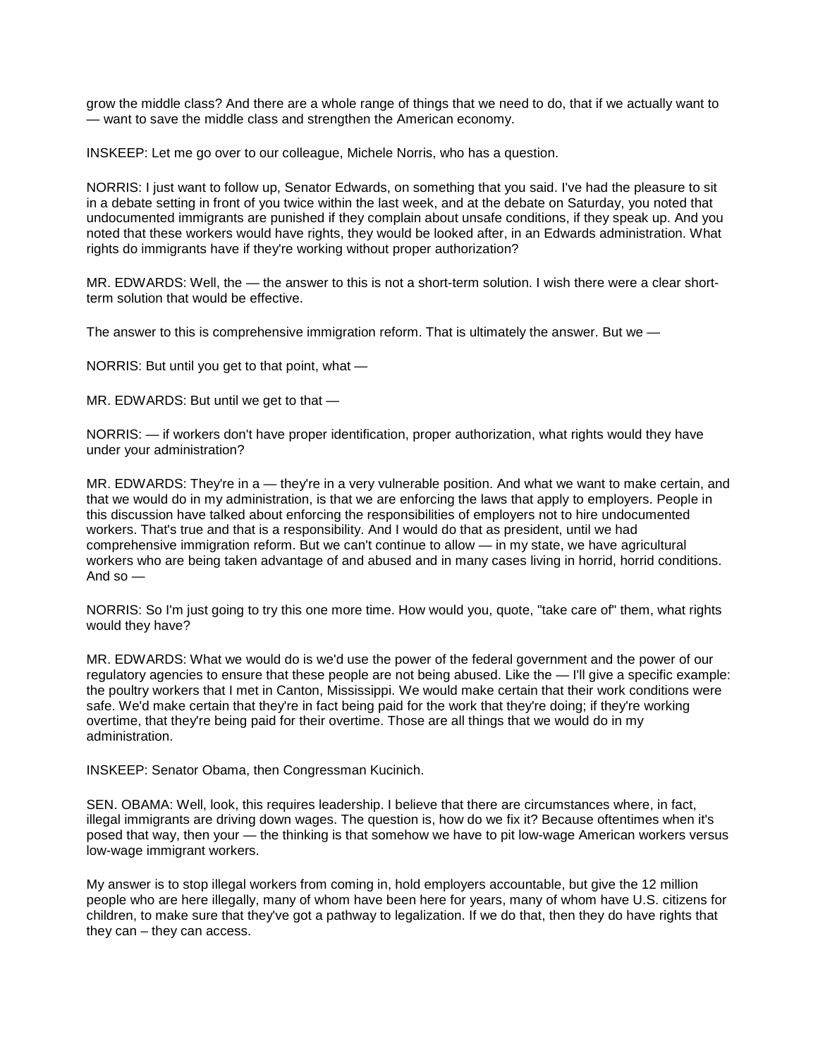grow the middle class? And there are a whole range of things that we need to do, that if we actually want to — want to save the middle class and strengthen the American economy.

INSKEEP: Let me go over to our colleague, Michele Norris, who has a question.

NORRIS: I just want to follow up, Senator Edwards, on something that you said. I've had the pleasure to sit in a debate setting in front of you twice within the last week, and at the debate on Saturday, you noted that undocumented immigrants are punished if they complain about unsafe conditions, if they speak up. And you noted that these workers would have rights, they would be looked after, in an Edwards administration. What rights do immigrants have if they're working without proper authorization?

MR. EDWARDS: Well, the — the answer to this is not a short-term solution. I wish there were a clear short-term solution that would be effective.

The answer to this is comprehensive immigration reform. That is ultimately the answer. But we —

NORRIS: But until you get to that point, what —

MR. EDWARDS: But until we get to that —

NORRIS: — if workers don't have proper identification, proper authorization, what rights would they have under your administration?

MR. EDWARDS: They're in a — they're in a very vulnerable position. And what we want to make certain, and that we would do in my administration, is that we are enforcing the laws that apply to employers. People in this discussion have talked about enforcing the responsibilities of employers not to hire undocumented workers. That's true and that is a responsibility. And I would do that as president, until we had comprehensive immigration reform. But we can't continue to allow — in my state, we have agricultural workers who are being taken advantage of and abused and in many cases living in horrid, horrid conditions. And so —

NORRIS: So I'm just going to try this one more time. How would you, quote, "take care of" them, what rights would they have?

MR. EDWARDS: What we would do is we'd use the power of the federal government and the power of our regulatory agencies to ensure that these people are not being abused. Like the — I'll give a specific example: the poultry workers that I met in Canton, Mississippi. We would make certain that their work conditions were safe. We'd make certain that they're in fact being paid for the work that they're doing; if they're working overtime, that they're being paid for their overtime. Those are all things that we would do in my administration.

INSKEEP: Senator Obama, then Congressman Kucinich.

SEN. OBAMA: Well, look, this requires leadership. I believe that there are circumstances where, in fact, illegal immigrants are driving down wages. The question is, how do we fix it? Because oftentimes when it's posed that way, then your — the thinking is that somehow we have to pit low-wage American workers versus low-wage immigrant workers.

My answer is to stop illegal workers from coming in, hold employers accountable, but give the 12 million people who are here illegally, many of whom have been here for years, many of whom have U.S. citizens for children, to make sure that they've got a pathway to legalization. If we do that, then they do have rights that they can – they can access.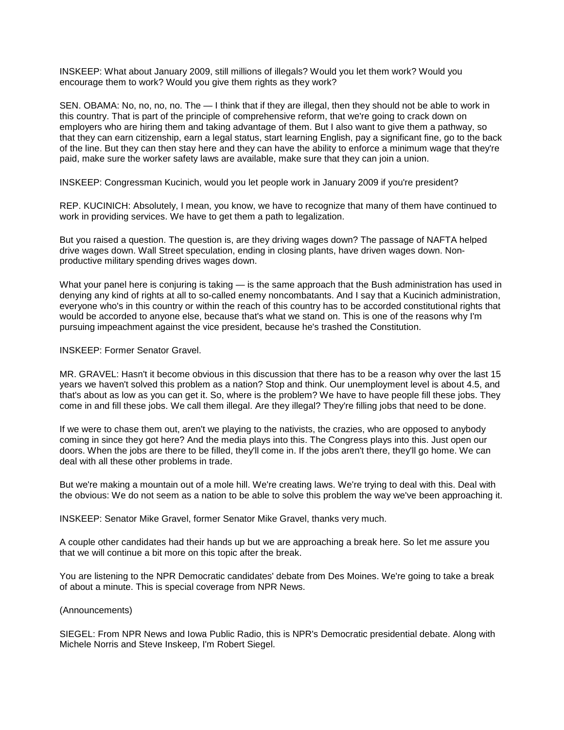INSKEEP: What about January 2009, still millions of illegals? Would you let them work? Would you encourage them to work? Would you give them rights as they work?

SEN. OBAMA: No, no, no, no. The — I think that if they are illegal, then they should not be able to work in this country. That is part of the principle of comprehensive reform, that we're going to crack down on employers who are hiring them and taking advantage of them. But I also want to give them a pathway, so that they can earn citizenship, earn a legal status, start learning English, pay a significant fine, go to the back of the line. But they can then stay here and they can have the ability to enforce a minimum wage that they're paid, make sure the worker safety laws are available, make sure that they can join a union.

INSKEEP: Congressman Kucinich, would you let people work in January 2009 if you're president?

REP. KUCINICH: Absolutely, I mean, you know, we have to recognize that many of them have continued to work in providing services. We have to get them a path to legalization.

But you raised a question. The question is, are they driving wages down? The passage of NAFTA helped drive wages down. Wall Street speculation, ending in closing plants, have driven wages down. Non-productive military spending drives wages down.

What your panel here is conjuring is taking — is the same approach that the Bush administration has used in denying any kind of rights at all to so-called enemy noncombatants. And I say that a Kucinich administration, everyone who's in this country or within the reach of this country has to be accorded constitutional rights that would be accorded to anyone else, because that's what we stand on. This is one of the reasons why I'm pursuing impeachment against the vice president, because he's trashed the Constitution.

INSKEEP: Former Senator Gravel.

MR. GRAVEL: Hasn't it become obvious in this discussion that there has to be a reason why over the last 15 years we haven't solved this problem as a nation? Stop and think. Our unemployment level is about 4.5, and that's about as low as you can get it. So, where is the problem? We have to have people fill these jobs. They come in and fill these jobs. We call them illegal. Are they illegal? They're filling jobs that need to be done.

If we were to chase them out, aren't we playing to the nativists, the crazies, who are opposed to anybody coming in since they got here? And the media plays into this. The Congress plays into this. Just open our doors. When the jobs are there to be filled, they'll come in. If the jobs aren't there, they'll go home. We can deal with all these other problems in trade.

But we're making a mountain out of a mole hill. We're creating laws. We're trying to deal with this. Deal with the obvious: We do not seem as a nation to be able to solve this problem the way we've been approaching it.

INSKEEP: Senator Mike Gravel, former Senator Mike Gravel, thanks very much.

A couple other candidates had their hands up but we are approaching a break here. So let me assure you that we will continue a bit more on this topic after the break.

You are listening to the NPR Democratic candidates' debate from Des Moines. We're going to take a break of about a minute. This is special coverage from NPR News.

(Announcements)

SIEGEL: From NPR News and Iowa Public Radio, this is NPR's Democratic presidential debate. Along with Michele Norris and Steve Inskeep, I'm Robert Siegel.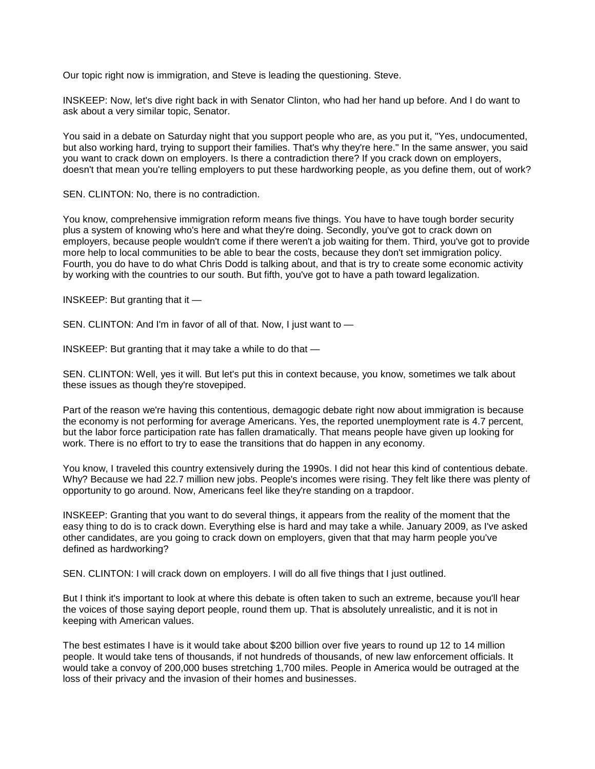Our topic right now is immigration, and Steve is leading the questioning. Steve.

INSKEEP: Now, let's dive right back in with Senator Clinton, who had her hand up before. And I do want to ask about a very similar topic, Senator.

You said in a debate on Saturday night that you support people who are, as you put it, "Yes, undocumented, but also working hard, trying to support their families. That's why they're here." In the same answer, you said you want to crack down on employers. Is there a contradiction there? If you crack down on employers, doesn't that mean you're telling employers to put these hardworking people, as you define them, out of work?

SEN. CLINTON: No, there is no contradiction.

You know, comprehensive immigration reform means five things. You have to have tough border security plus a system of knowing who's here and what they're doing. Secondly, you've got to crack down on employers, because people wouldn't come if there weren't a job waiting for them. Third, you've got to provide more help to local communities to be able to bear the costs, because they don't set immigration policy. Fourth, you do have to do what Chris Dodd is talking about, and that is try to create some economic activity by working with the countries to our south. But fifth, you've got to have a path toward legalization.

INSKEEP: But granting that it —

SEN. CLINTON: And I'm in favor of all of that. Now, I just want to —

INSKEEP: But granting that it may take a while to do that —

SEN. CLINTON: Well, yes it will. But let's put this in context because, you know, sometimes we talk about these issues as though they're stovepiped.

Part of the reason we're having this contentious, demagogic debate right now about immigration is because the economy is not performing for average Americans. Yes, the reported unemployment rate is 4.7 percent, but the labor force participation rate has fallen dramatically. That means people have given up looking for work. There is no effort to try to ease the transitions that do happen in any economy.

You know, I traveled this country extensively during the 1990s. I did not hear this kind of contentious debate. Why? Because we had 22.7 million new jobs. People's incomes were rising. They felt like there was plenty of opportunity to go around. Now, Americans feel like they're standing on a trapdoor.

INSKEEP: Granting that you want to do several things, it appears from the reality of the moment that the easy thing to do is to crack down. Everything else is hard and may take a while. January 2009, as I've asked other candidates, are you going to crack down on employers, given that that may harm people you've defined as hardworking?

SEN. CLINTON: I will crack down on employers. I will do all five things that I just outlined.

But I think it's important to look at where this debate is often taken to such an extreme, because you'll hear the voices of those saying deport people, round them up. That is absolutely unrealistic, and it is not in keeping with American values.

The best estimates I have is it would take about $200 billion over five years to round up 12 to 14 million people. It would take tens of thousands, if not hundreds of thousands, of new law enforcement officials. It would take a convoy of 200,000 buses stretching 1,700 miles. People in America would be outraged at the loss of their privacy and the invasion of their homes and businesses.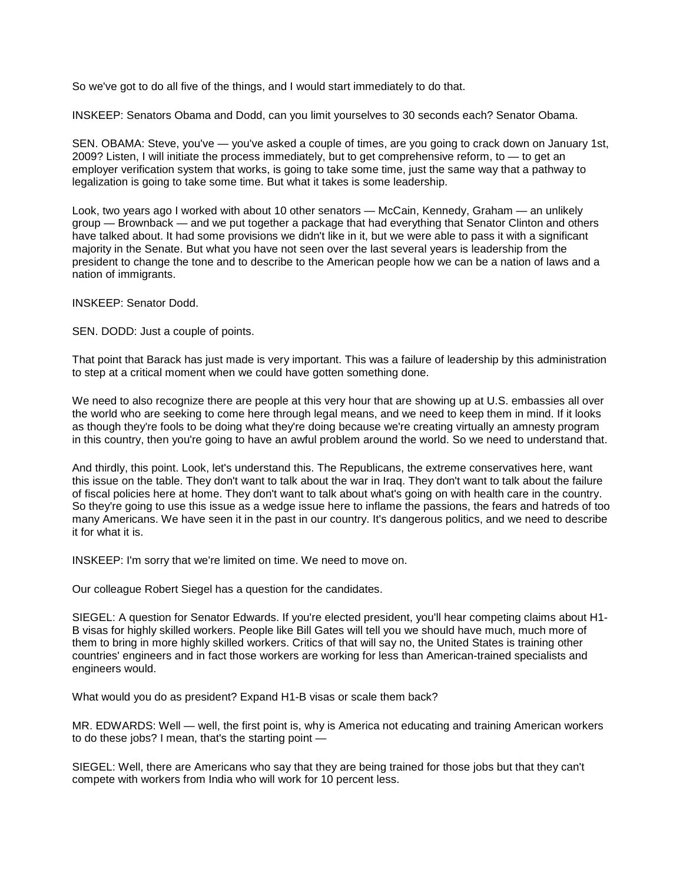So we've got to do all five of the things, and I would start immediately to do that.

INSKEEP: Senators Obama and Dodd, can you limit yourselves to 30 seconds each? Senator Obama.

SEN. OBAMA: Steve, you've — you've asked a couple of times, are you going to crack down on January 1st, 2009? Listen, I will initiate the process immediately, but to get comprehensive reform, to — to get an employer verification system that works, is going to take some time, just the same way that a pathway to legalization is going to take some time. But what it takes is some leadership.

Look, two years ago I worked with about 10 other senators — McCain, Kennedy, Graham — an unlikely group — Brownback — and we put together a package that had everything that Senator Clinton and others have talked about. It had some provisions we didn't like in it, but we were able to pass it with a significant majority in the Senate. But what you have not seen over the last several years is leadership from the president to change the tone and to describe to the American people how we can be a nation of laws and a nation of immigrants.

INSKEEP: Senator Dodd.

SEN. DODD: Just a couple of points.

That point that Barack has just made is very important. This was a failure of leadership by this administration to step at a critical moment when we could have gotten something done.

We need to also recognize there are people at this very hour that are showing up at U.S. embassies all over the world who are seeking to come here through legal means, and we need to keep them in mind. If it looks as though they're fools to be doing what they're doing because we're creating virtually an amnesty program in this country, then you're going to have an awful problem around the world. So we need to understand that.

And thirdly, this point. Look, let's understand this. The Republicans, the extreme conservatives here, want this issue on the table. They don't want to talk about the war in Iraq. They don't want to talk about the failure of fiscal policies here at home. They don't want to talk about what's going on with health care in the country. So they're going to use this issue as a wedge issue here to inflame the passions, the fears and hatreds of too many Americans. We have seen it in the past in our country. It's dangerous politics, and we need to describe it for what it is.

INSKEEP: I'm sorry that we're limited on time. We need to move on.

Our colleague Robert Siegel has a question for the candidates.

SIEGEL: A question for Senator Edwards. If you're elected president, you'll hear competing claims about H1-B visas for highly skilled workers. People like Bill Gates will tell you we should have much, much more of them to bring in more highly skilled workers. Critics of that will say no, the United States is training other countries' engineers and in fact those workers are working for less than American-trained specialists and engineers would.

What would you do as president? Expand H1-B visas or scale them back?

MR. EDWARDS: Well — well, the first point is, why is America not educating and training American workers to do these jobs? I mean, that's the starting point —

SIEGEL: Well, there are Americans who say that they are being trained for those jobs but that they can't compete with workers from India who will work for 10 percent less.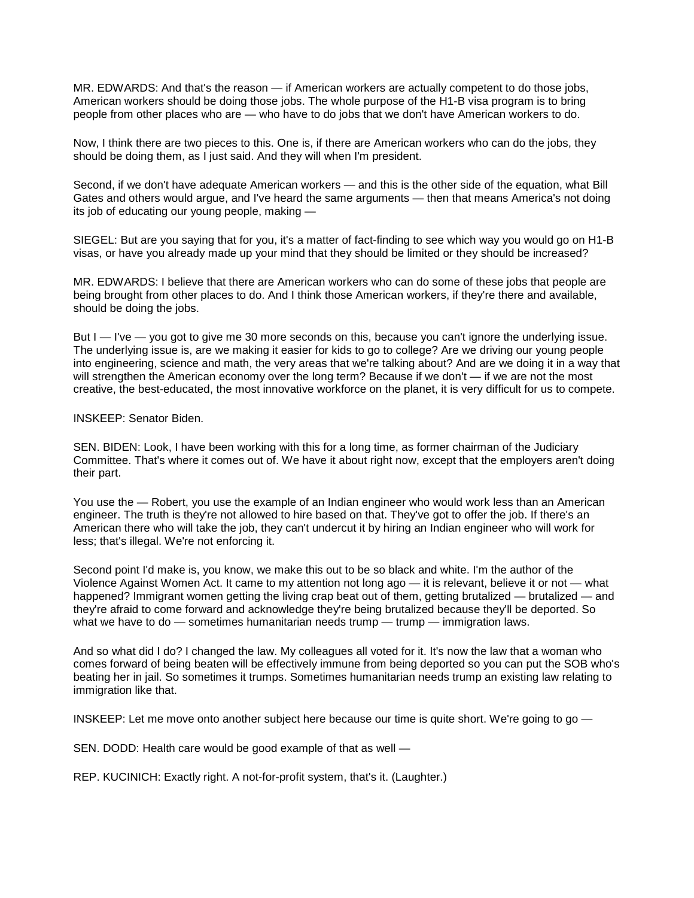MR. EDWARDS: And that's the reason — if American workers are actually competent to do those jobs, American workers should be doing those jobs. The whole purpose of the H1-B visa program is to bring people from other places who are — who have to do jobs that we don't have American workers to do.

Now, I think there are two pieces to this. One is, if there are American workers who can do the jobs, they should be doing them, as I just said. And they will when I'm president.

Second, if we don't have adequate American workers — and this is the other side of the equation, what Bill Gates and others would argue, and I've heard the same arguments — then that means America's not doing its job of educating our young people, making —

SIEGEL: But are you saying that for you, it's a matter of fact-finding to see which way you would go on H1-B visas, or have you already made up your mind that they should be limited or they should be increased?

MR. EDWARDS: I believe that there are American workers who can do some of these jobs that people are being brought from other places to do. And I think those American workers, if they're there and available, should be doing the jobs.

But I — I've — you got to give me 30 more seconds on this, because you can't ignore the underlying issue. The underlying issue is, are we making it easier for kids to go to college? Are we driving our young people into engineering, science and math, the very areas that we're talking about? And are we doing it in a way that will strengthen the American economy over the long term? Because if we don't — if we are not the most creative, the best-educated, the most innovative workforce on the planet, it is very difficult for us to compete.

INSKEEP: Senator Biden.

SEN. BIDEN: Look, I have been working with this for a long time, as former chairman of the Judiciary Committee. That's where it comes out of. We have it about right now, except that the employers aren't doing their part.

You use the — Robert, you use the example of an Indian engineer who would work less than an American engineer. The truth is they're not allowed to hire based on that. They've got to offer the job. If there's an American there who will take the job, they can't undercut it by hiring an Indian engineer who will work for less; that's illegal. We're not enforcing it.

Second point I'd make is, you know, we make this out to be so black and white. I'm the author of the Violence Against Women Act. It came to my attention not long ago — it is relevant, believe it or not — what happened? Immigrant women getting the living crap beat out of them, getting brutalized — brutalized — and they're afraid to come forward and acknowledge they're being brutalized because they'll be deported. So what we have to do — sometimes humanitarian needs trump — trump — immigration laws.

And so what did I do? I changed the law. My colleagues all voted for it. It's now the law that a woman who comes forward of being beaten will be effectively immune from being deported so you can put the SOB who's beating her in jail. So sometimes it trumps. Sometimes humanitarian needs trump an existing law relating to immigration like that.

INSKEEP: Let me move onto another subject here because our time is quite short. We're going to go —

SEN. DODD: Health care would be good example of that as well —

REP. KUCINICH: Exactly right. A not-for-profit system, that's it. (Laughter.)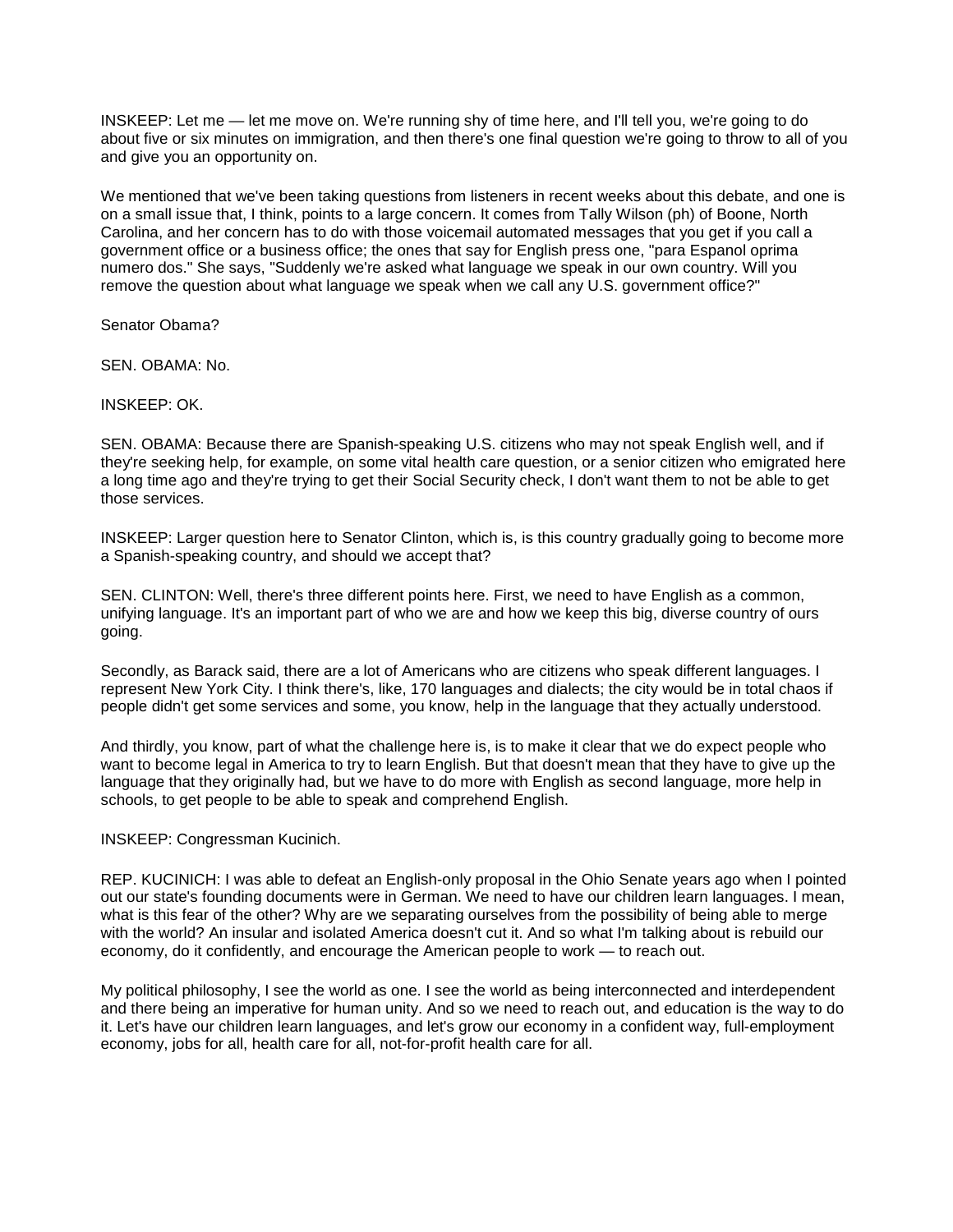INSKEEP: Let me — let me move on. We're running shy of time here, and I'll tell you, we're going to do about five or six minutes on immigration, and then there's one final question we're going to throw to all of you and give you an opportunity on.

We mentioned that we've been taking questions from listeners in recent weeks about this debate, and one is on a small issue that, I think, points to a large concern. It comes from Tally Wilson (ph) of Boone, North Carolina, and her concern has to do with those voicemail automated messages that you get if you call a government office or a business office; the ones that say for English press one, "para Espanol oprima numero dos." She says, "Suddenly we're asked what language we speak in our own country. Will you remove the question about what language we speak when we call any U.S. government office?"

Senator Obama?

SEN. OBAMA: No.

INSKEEP: OK.

SEN. OBAMA: Because there are Spanish-speaking U.S. citizens who may not speak English well, and if they're seeking help, for example, on some vital health care question, or a senior citizen who emigrated here a long time ago and they're trying to get their Social Security check, I don't want them to not be able to get those services.

INSKEEP: Larger question here to Senator Clinton, which is, is this country gradually going to become more a Spanish-speaking country, and should we accept that?

SEN. CLINTON: Well, there's three different points here. First, we need to have English as a common, unifying language. It's an important part of who we are and how we keep this big, diverse country of ours going.

Secondly, as Barack said, there are a lot of Americans who are citizens who speak different languages. I represent New York City. I think there's, like, 170 languages and dialects; the city would be in total chaos if people didn't get some services and some, you know, help in the language that they actually understood.

And thirdly, you know, part of what the challenge here is, is to make it clear that we do expect people who want to become legal in America to try to learn English. But that doesn't mean that they have to give up the language that they originally had, but we have to do more with English as second language, more help in schools, to get people to be able to speak and comprehend English.

INSKEEP: Congressman Kucinich.

REP. KUCINICH: I was able to defeat an English-only proposal in the Ohio Senate years ago when I pointed out our state's founding documents were in German. We need to have our children learn languages. I mean, what is this fear of the other? Why are we separating ourselves from the possibility of being able to merge with the world? An insular and isolated America doesn't cut it. And so what I'm talking about is rebuild our economy, do it confidently, and encourage the American people to work — to reach out.

My political philosophy, I see the world as one. I see the world as being interconnected and interdependent and there being an imperative for human unity. And so we need to reach out, and education is the way to do it. Let's have our children learn languages, and let's grow our economy in a confident way, full-employment economy, jobs for all, health care for all, not-for-profit health care for all.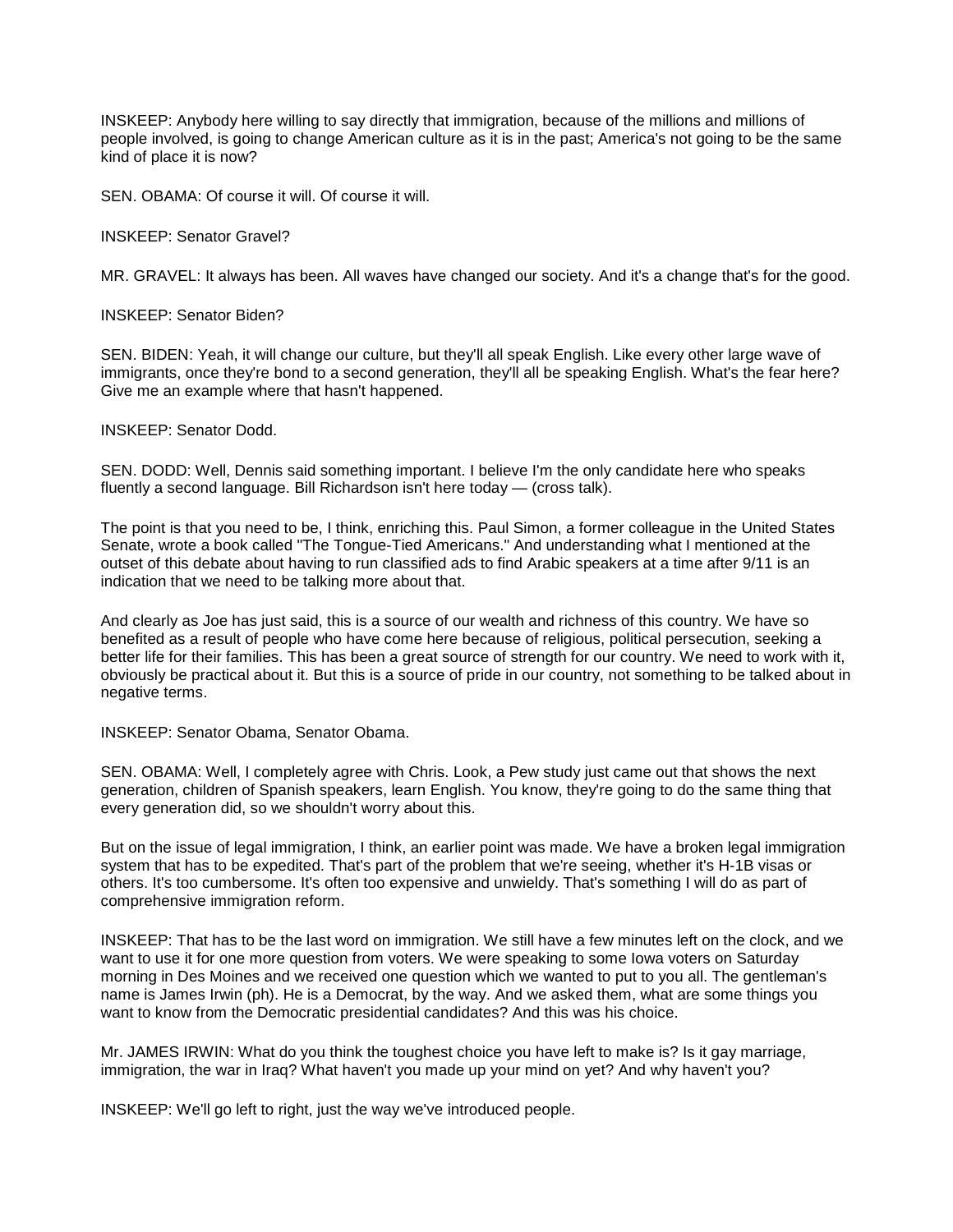INSKEEP: Anybody here willing to say directly that immigration, because of the millions and millions of people involved, is going to change American culture as it is in the past; America's not going to be the same kind of place it is now?

SEN. OBAMA: Of course it will. Of course it will.

INSKEEP: Senator Gravel?

MR. GRAVEL: It always has been. All waves have changed our society. And it's a change that's for the good.

INSKEEP: Senator Biden?

SEN. BIDEN: Yeah, it will change our culture, but they'll all speak English. Like every other large wave of immigrants, once they're bond to a second generation, they'll all be speaking English. What's the fear here? Give me an example where that hasn't happened.

INSKEEP: Senator Dodd.

SEN. DODD: Well, Dennis said something important. I believe I'm the only candidate here who speaks fluently a second language. Bill Richardson isn't here today — (cross talk).

The point is that you need to be, I think, enriching this. Paul Simon, a former colleague in the United States Senate, wrote a book called "The Tongue-Tied Americans." And understanding what I mentioned at the outset of this debate about having to run classified ads to find Arabic speakers at a time after 9/11 is an indication that we need to be talking more about that.

And clearly as Joe has just said, this is a source of our wealth and richness of this country. We have so benefited as a result of people who have come here because of religious, political persecution, seeking a better life for their families. This has been a great source of strength for our country. We need to work with it, obviously be practical about it. But this is a source of pride in our country, not something to be talked about in negative terms.

INSKEEP: Senator Obama, Senator Obama.

SEN. OBAMA: Well, I completely agree with Chris. Look, a Pew study just came out that shows the next generation, children of Spanish speakers, learn English. You know, they're going to do the same thing that every generation did, so we shouldn't worry about this.

But on the issue of legal immigration, I think, an earlier point was made. We have a broken legal immigration system that has to be expedited. That's part of the problem that we're seeing, whether it's H-1B visas or others. It's too cumbersome. It's often too expensive and unwieldy. That's something I will do as part of comprehensive immigration reform.

INSKEEP: That has to be the last word on immigration. We still have a few minutes left on the clock, and we want to use it for one more question from voters. We were speaking to some Iowa voters on Saturday morning in Des Moines and we received one question which we wanted to put to you all. The gentleman's name is James Irwin (ph). He is a Democrat, by the way. And we asked them, what are some things you want to know from the Democratic presidential candidates? And this was his choice.

Mr. JAMES IRWIN: What do you think the toughest choice you have left to make is? Is it gay marriage, immigration, the war in Iraq? What haven't you made up your mind on yet? And why haven't you?

INSKEEP: We'll go left to right, just the way we've introduced people.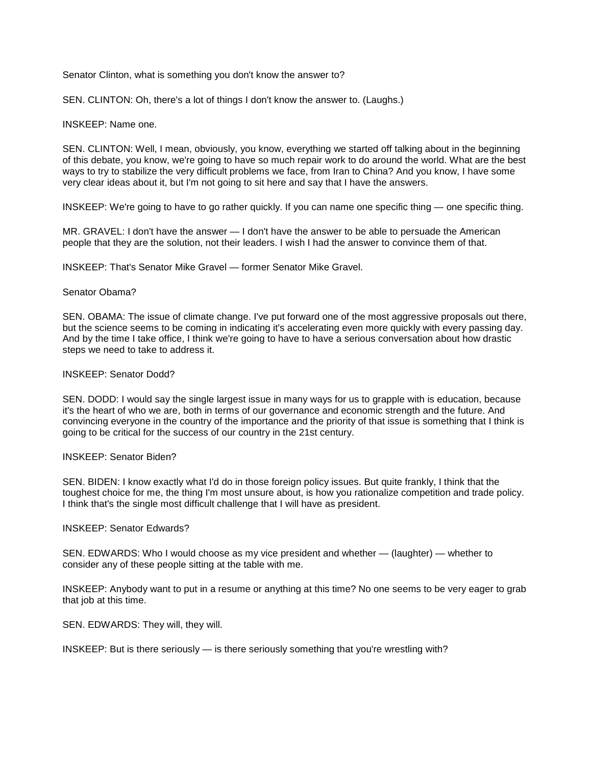Senator Clinton, what is something you don't know the answer to?

SEN. CLINTON: Oh, there's a lot of things I don't know the answer to. (Laughs.)

INSKEEP: Name one.

SEN. CLINTON: Well, I mean, obviously, you know, everything we started off talking about in the beginning of this debate, you know, we're going to have so much repair work to do around the world. What are the best ways to try to stabilize the very difficult problems we face, from Iran to China? And you know, I have some very clear ideas about it, but I'm not going to sit here and say that I have the answers.

INSKEEP: We're going to have to go rather quickly. If you can name one specific thing — one specific thing.

MR. GRAVEL: I don't have the answer — I don't have the answer to be able to persuade the American people that they are the solution, not their leaders. I wish I had the answer to convince them of that.

INSKEEP: That's Senator Mike Gravel — former Senator Mike Gravel.

Senator Obama?

SEN. OBAMA: The issue of climate change. I've put forward one of the most aggressive proposals out there, but the science seems to be coming in indicating it's accelerating even more quickly with every passing day. And by the time I take office, I think we're going to have to have a serious conversation about how drastic steps we need to take to address it.

INSKEEP: Senator Dodd?

SEN. DODD: I would say the single largest issue in many ways for us to grapple with is education, because it's the heart of who we are, both in terms of our governance and economic strength and the future. And convincing everyone in the country of the importance and the priority of that issue is something that I think is going to be critical for the success of our country in the 21st century.

INSKEEP: Senator Biden?

SEN. BIDEN: I know exactly what I'd do in those foreign policy issues. But quite frankly, I think that the toughest choice for me, the thing I'm most unsure about, is how you rationalize competition and trade policy. I think that's the single most difficult challenge that I will have as president.

INSKEEP: Senator Edwards?

SEN. EDWARDS: Who I would choose as my vice president and whether — (laughter) — whether to consider any of these people sitting at the table with me.

INSKEEP: Anybody want to put in a resume or anything at this time? No one seems to be very eager to grab that job at this time.

SEN. EDWARDS: They will, they will.

INSKEEP: But is there seriously — is there seriously something that you're wrestling with?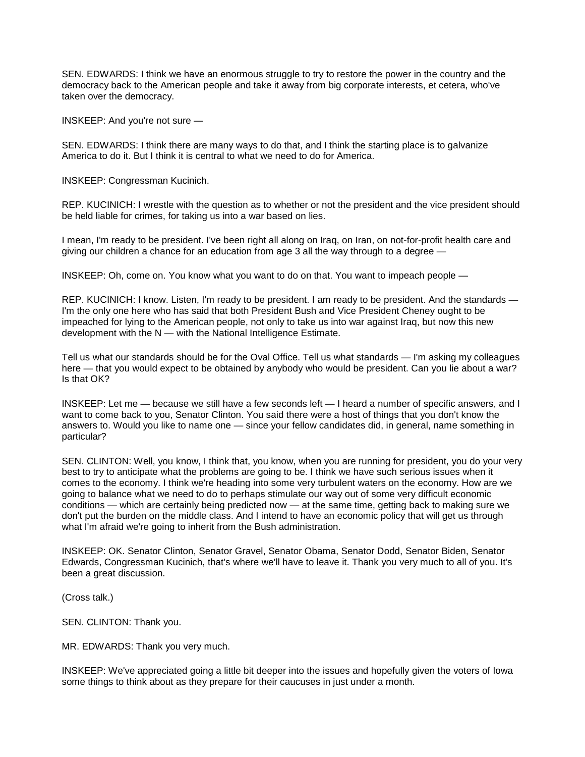SEN. EDWARDS: I think we have an enormous struggle to try to restore the power in the country and the democracy back to the American people and take it away from big corporate interests, et cetera, who've taken over the democracy.

INSKEEP: And you're not sure —

SEN. EDWARDS: I think there are many ways to do that, and I think the starting place is to galvanize America to do it. But I think it is central to what we need to do for America.

INSKEEP: Congressman Kucinich.

REP. KUCINICH: I wrestle with the question as to whether or not the president and the vice president should be held liable for crimes, for taking us into a war based on lies.

I mean, I'm ready to be president. I've been right all along on Iraq, on Iran, on not-for-profit health care and giving our children a chance for an education from age 3 all the way through to a degree —

INSKEEP: Oh, come on. You know what you want to do on that. You want to impeach people —

REP. KUCINICH: I know. Listen, I'm ready to be president. I am ready to be president. And the standards — I'm the only one here who has said that both President Bush and Vice President Cheney ought to be impeached for lying to the American people, not only to take us into war against Iraq, but now this new development with the N — with the National Intelligence Estimate.

Tell us what our standards should be for the Oval Office. Tell us what standards — I'm asking my colleagues here — that you would expect to be obtained by anybody who would be president. Can you lie about a war? Is that OK?

INSKEEP: Let me — because we still have a few seconds left — I heard a number of specific answers, and I want to come back to you, Senator Clinton. You said there were a host of things that you don't know the answers to. Would you like to name one — since your fellow candidates did, in general, name something in particular?

SEN. CLINTON: Well, you know, I think that, you know, when you are running for president, you do your very best to try to anticipate what the problems are going to be. I think we have such serious issues when it comes to the economy. I think we're heading into some very turbulent waters on the economy. How are we going to balance what we need to do to perhaps stimulate our way out of some very difficult economic conditions — which are certainly being predicted now — at the same time, getting back to making sure we don't put the burden on the middle class. And I intend to have an economic policy that will get us through what I'm afraid we're going to inherit from the Bush administration.

INSKEEP: OK. Senator Clinton, Senator Gravel, Senator Obama, Senator Dodd, Senator Biden, Senator Edwards, Congressman Kucinich, that's where we'll have to leave it. Thank you very much to all of you. It's been a great discussion.

(Cross talk.)

SEN. CLINTON: Thank you.

MR. EDWARDS: Thank you very much.

INSKEEP: We've appreciated going a little bit deeper into the issues and hopefully given the voters of Iowa some things to think about as they prepare for their caucuses in just under a month.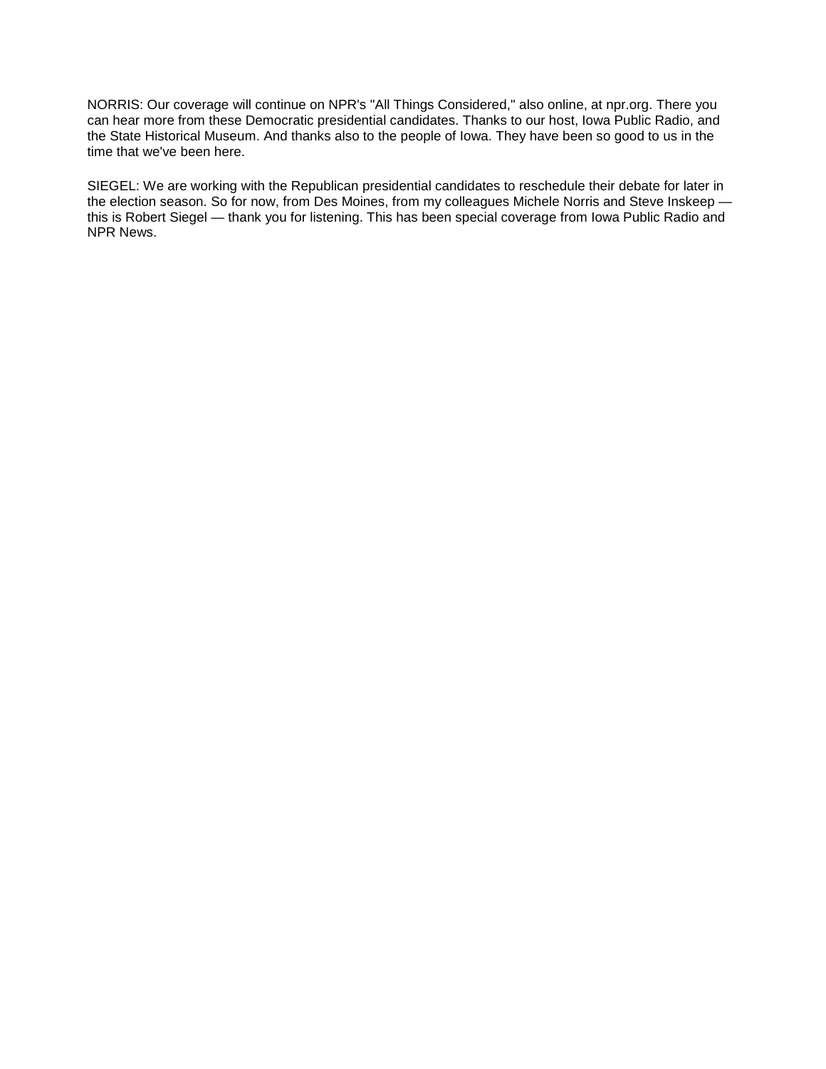NORRIS: Our coverage will continue on NPR's "All Things Considered," also online, at npr.org. There you can hear more from these Democratic presidential candidates. Thanks to our host, Iowa Public Radio, and the State Historical Museum. And thanks also to the people of Iowa. They have been so good to us in the time that we've been here.

SIEGEL: We are working with the Republican presidential candidates to reschedule their debate for later in the election season. So for now, from Des Moines, from my colleagues Michele Norris and Steve Inskeep — this is Robert Siegel — thank you for listening. This has been special coverage from Iowa Public Radio and NPR News.